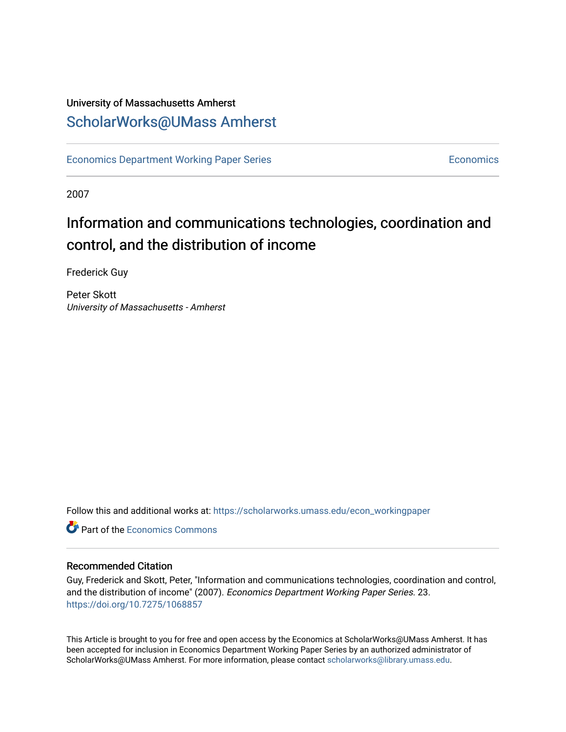University of Massachusetts Amherst

# ScholarWorks@UMass Amherst

Economics Department Working Paper Series | Economics

2007

# Information and communications technologies, coordination and control, and the distribution of income

Frederick Guy

Peter Skott
*University of Massachusetts - Amherst*

Follow this and additional works at: https://scholarworks.umass.edu/econ_workingpaper

Part of the Economics Commons

## Recommended Citation

Guy, Frederick and Skott, Peter, "Information and communications technologies, coordination and control, and the distribution of income" (2007). *Economics Department Working Paper Series*. 23.
https://doi.org/10.7275/1068857

This Article is brought to you for free and open access by the Economics at ScholarWorks@UMass Amherst. It has been accepted for inclusion in Economics Department Working Paper Series by an authorized administrator of ScholarWorks@UMass Amherst. For more information, please contact scholarworks@library.umass.edu.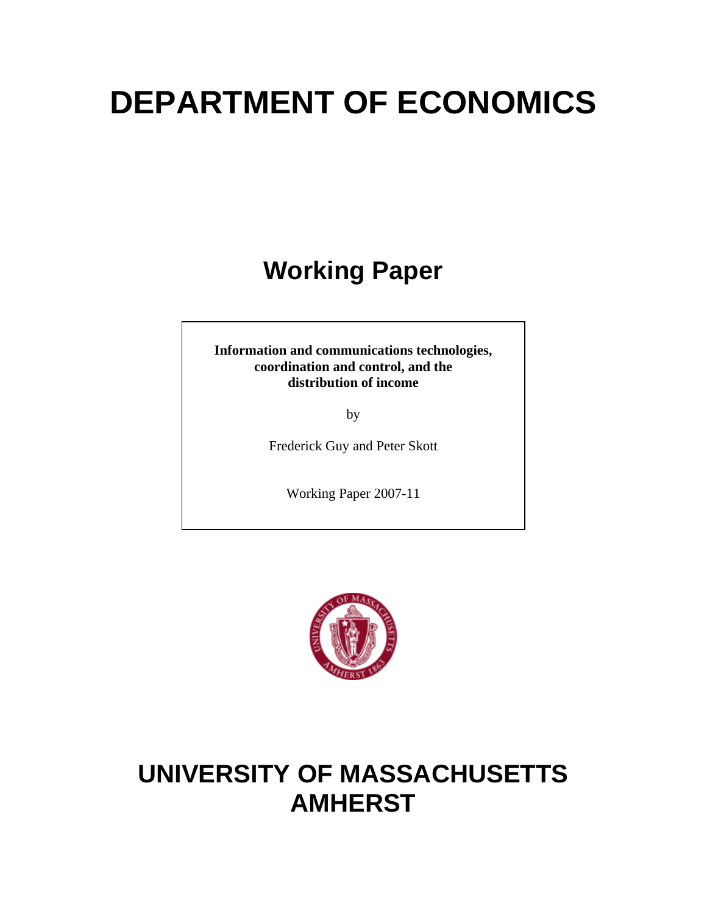# DEPARTMENT OF ECONOMICS

## Working Paper

**Information and communications technologies, coordination and control, and the distribution of income**

by

Frederick Guy and Peter Skott

Working Paper 2007-11

# UNIVERSITY OF MASSACHUSETTS AMHERST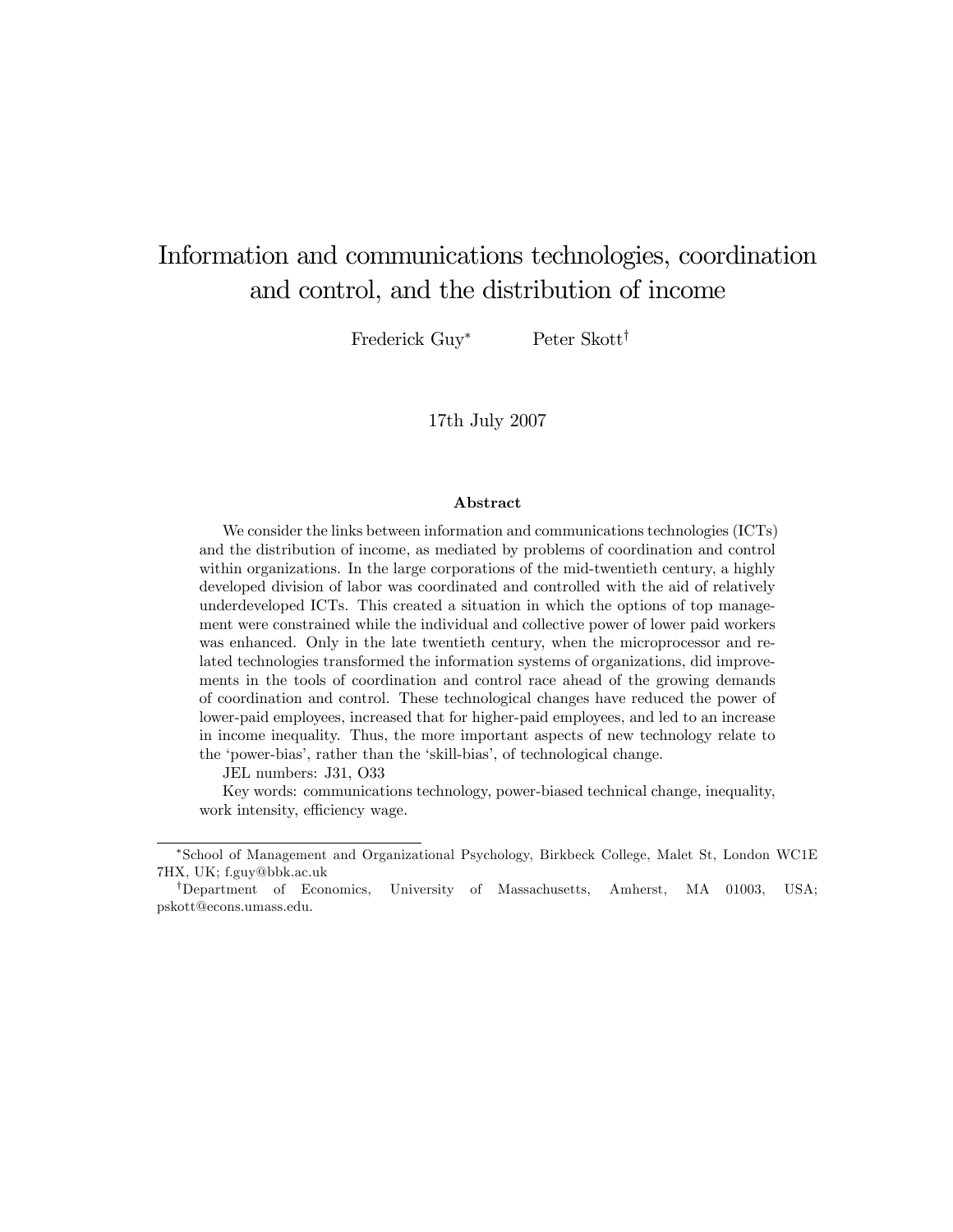# Information and communications technologies, coordination and control, and the distribution of income

Frederick Guy[*] Peter Skott[†]

17th July 2007

### Abstract

We consider the links between information and communications technologies (ICTs) and the distribution of income, as mediated by problems of coordination and control within organizations. In the large corporations of the mid-twentieth century, a highly developed division of labor was coordinated and controlled with the aid of relatively underdeveloped ICTs. This created a situation in which the options of top management were constrained while the individual and collective power of lower paid workers was enhanced. Only in the late twentieth century, when the microprocessor and related technologies transformed the information systems of organizations, did improvements in the tools of coordination and control race ahead of the growing demands of coordination and control. These technological changes have reduced the power of lower-paid employees, increased that for higher-paid employees, and led to an increase in income inequality. Thus, the more important aspects of new technology relate to the 'power-bias', rather than the 'skill-bias', of technological change.

JEL numbers: J31, O33

Key words: communications technology, power-biased technical change, inequality, work intensity, efficiency wage.

---

[*] School of Management and Organizational Psychology, Birkbeck College, Malet St, London WC1E 7HX, UK; f.guy@bbk.ac.uk

[†] Department of Economics, University of Massachusetts, Amherst, MA 01003, USA; pskott@econs.umass.edu.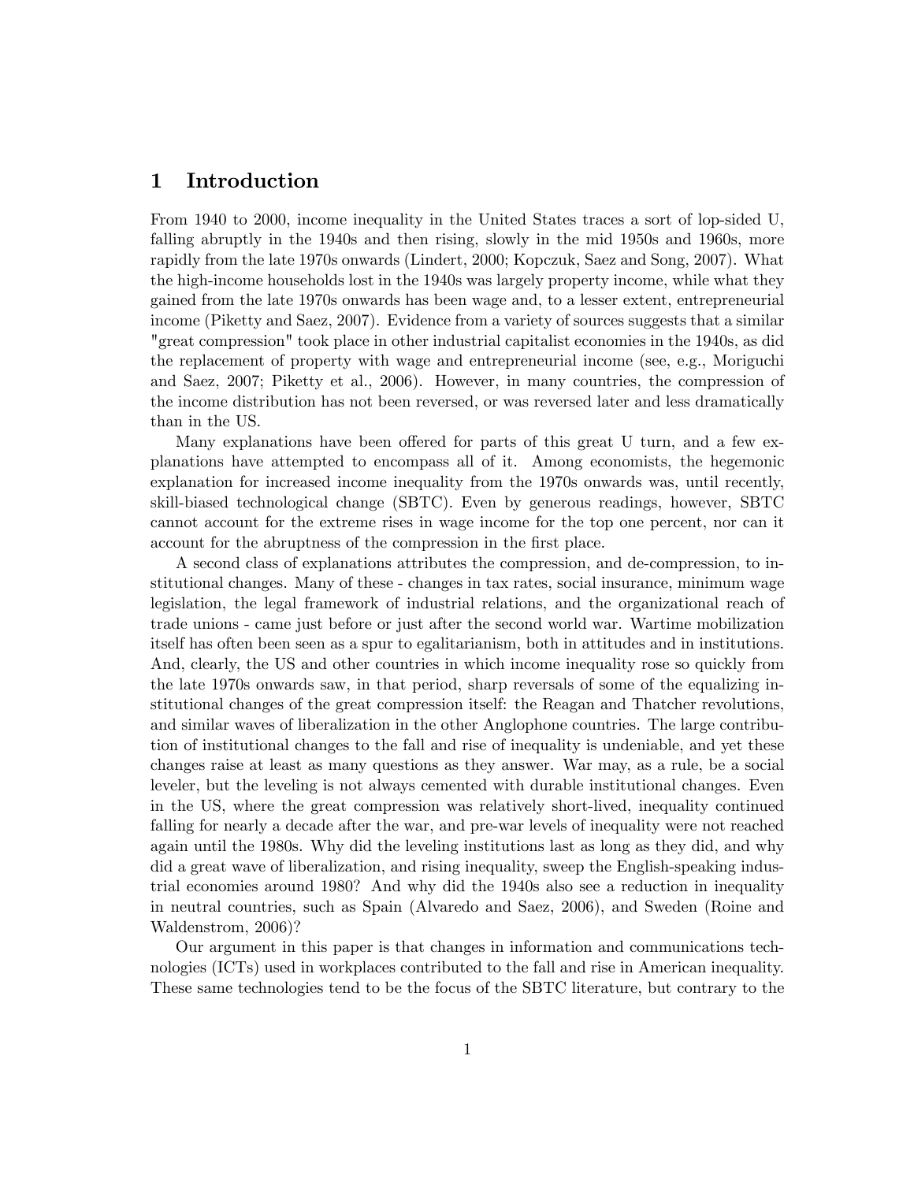# 1 Introduction

From 1940 to 2000, income inequality in the United States traces a sort of lop-sided U, falling abruptly in the 1940s and then rising, slowly in the mid 1950s and 1960s, more rapidly from the late 1970s onwards (Lindert, 2000; Kopczuk, Saez and Song, 2007). What the high-income households lost in the 1940s was largely property income, while what they gained from the late 1970s onwards has been wage and, to a lesser extent, entrepreneurial income (Piketty and Saez, 2007). Evidence from a variety of sources suggests that a similar "great compression" took place in other industrial capitalist economies in the 1940s, as did the replacement of property with wage and entrepreneurial income (see, e.g., Moriguchi and Saez, 2007; Piketty et al., 2006). However, in many countries, the compression of the income distribution has not been reversed, or was reversed later and less dramatically than in the US.

Many explanations have been offered for parts of this great U turn, and a few explanations have attempted to encompass all of it. Among economists, the hegemonic explanation for increased income inequality from the 1970s onwards was, until recently, skill-biased technological change (SBTC). Even by generous readings, however, SBTC cannot account for the extreme rises in wage income for the top one percent, nor can it account for the abruptness of the compression in the first place.

A second class of explanations attributes the compression, and de-compression, to institutional changes. Many of these - changes in tax rates, social insurance, minimum wage legislation, the legal framework of industrial relations, and the organizational reach of trade unions - came just before or just after the second world war. Wartime mobilization itself has often been seen as a spur to egalitarianism, both in attitudes and in institutions. And, clearly, the US and other countries in which income inequality rose so quickly from the late 1970s onwards saw, in that period, sharp reversals of some of the equalizing institutional changes of the great compression itself: the Reagan and Thatcher revolutions, and similar waves of liberalization in the other Anglophone countries. The large contribution of institutional changes to the fall and rise of inequality is undeniable, and yet these changes raise at least as many questions as they answer. War may, as a rule, be a social leveler, but the leveling is not always cemented with durable institutional changes. Even in the US, where the great compression was relatively short-lived, inequality continued falling for nearly a decade after the war, and pre-war levels of inequality were not reached again until the 1980s. Why did the leveling institutions last as long as they did, and why did a great wave of liberalization, and rising inequality, sweep the English-speaking industrial economies around 1980? And why did the 1940s also see a reduction in inequality in neutral countries, such as Spain (Alvaredo and Saez, 2006), and Sweden (Roine and Waldenstrom, 2006)?

Our argument in this paper is that changes in information and communications technologies (ICTs) used in workplaces contributed to the fall and rise in American inequality. These same technologies tend to be the focus of the SBTC literature, but contrary to the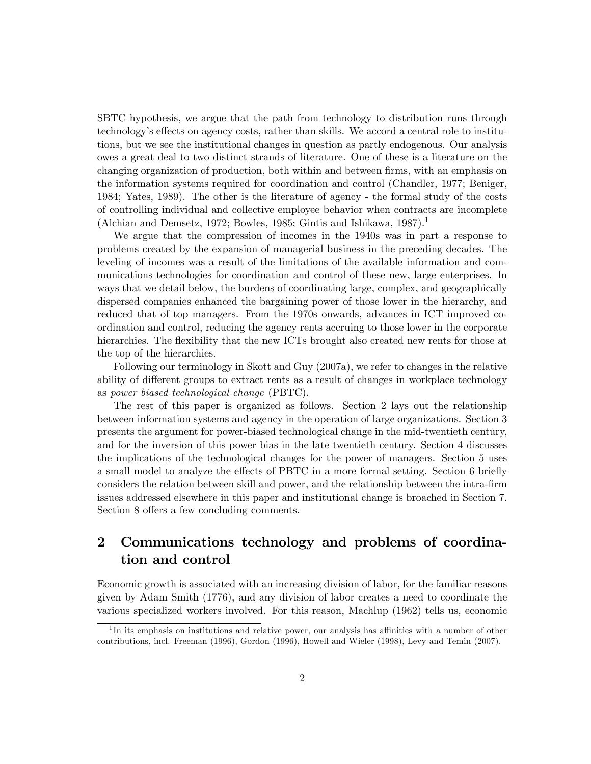SBTC hypothesis, we argue that the path from technology to distribution runs through technology's effects on agency costs, rather than skills. We accord a central role to institutions, but we see the institutional changes in question as partly endogenous. Our analysis owes a great deal to two distinct strands of literature. One of these is a literature on the changing organization of production, both within and between firms, with an emphasis on the information systems required for coordination and control (Chandler, 1977; Beniger, 1984; Yates, 1989). The other is the literature of agency - the formal study of the costs of controlling individual and collective employee behavior when contracts are incomplete (Alchian and Demsetz, 1972; Bowles, 1985; Gintis and Ishikawa, 1987).[1]

We argue that the compression of incomes in the 1940s was in part a response to problems created by the expansion of managerial business in the preceding decades. The leveling of incomes was a result of the limitations of the available information and communications technologies for coordination and control of these new, large enterprises. In ways that we detail below, the burdens of coordinating large, complex, and geographically dispersed companies enhanced the bargaining power of those lower in the hierarchy, and reduced that of top managers. From the 1970s onwards, advances in ICT improved coordination and control, reducing the agency rents accruing to those lower in the corporate hierarchies. The flexibility that the new ICTs brought also created new rents for those at the top of the hierarchies.

Following our terminology in Skott and Guy (2007a), we refer to changes in the relative ability of different groups to extract rents as a result of changes in workplace technology as *power biased technological change* (PBTC).

The rest of this paper is organized as follows. Section 2 lays out the relationship between information systems and agency in the operation of large organizations. Section 3 presents the argument for power-biased technological change in the mid-twentieth century, and for the inversion of this power bias in the late twentieth century. Section 4 discusses the implications of the technological changes for the power of managers. Section 5 uses a small model to analyze the effects of PBTC in a more formal setting. Section 6 briefly considers the relation between skill and power, and the relationship between the intra-firm issues addressed elsewhere in this paper and institutional change is broached in Section 7. Section 8 offers a few concluding comments.

## 2 Communications technology and problems of coordination and control

Economic growth is associated with an increasing division of labor, for the familiar reasons given by Adam Smith (1776), and any division of labor creates a need to coordinate the various specialized workers involved. For this reason, Machlup (1962) tells us, economic

[1] In its emphasis on institutions and relative power, our analysis has affinities with a number of other contributions, incl. Freeman (1996), Gordon (1996), Howell and Wieler (1998), Levy and Temin (2007).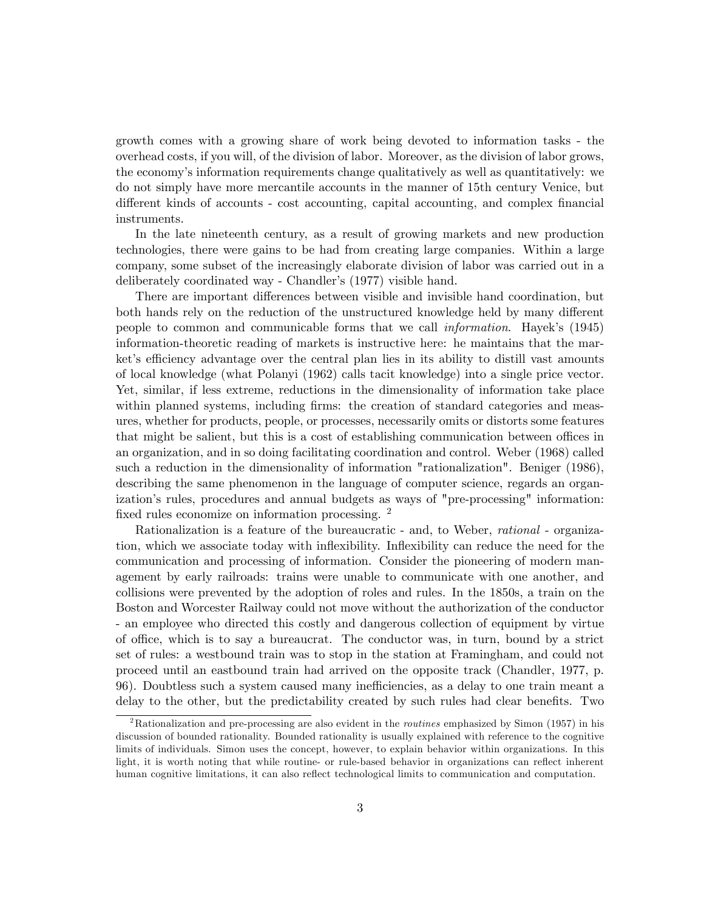growth comes with a growing share of work being devoted to information tasks - the overhead costs, if you will, of the division of labor. Moreover, as the division of labor grows, the economy's information requirements change qualitatively as well as quantitatively: we do not simply have more mercantile accounts in the manner of 15th century Venice, but different kinds of accounts - cost accounting, capital accounting, and complex financial instruments.

In the late nineteenth century, as a result of growing markets and new production technologies, there were gains to be had from creating large companies. Within a large company, some subset of the increasingly elaborate division of labor was carried out in a deliberately coordinated way - Chandler's (1977) visible hand.

There are important differences between visible and invisible hand coordination, but both hands rely on the reduction of the unstructured knowledge held by many different people to common and communicable forms that we call *information*. Hayek's (1945) information-theoretic reading of markets is instructive here: he maintains that the market's efficiency advantage over the central plan lies in its ability to distill vast amounts of local knowledge (what Polanyi (1962) calls tacit knowledge) into a single price vector. Yet, similar, if less extreme, reductions in the dimensionality of information take place within planned systems, including firms: the creation of standard categories and measures, whether for products, people, or processes, necessarily omits or distorts some features that might be salient, but this is a cost of establishing communication between offices in an organization, and in so doing facilitating coordination and control. Weber (1968) called such a reduction in the dimensionality of information "rationalization". Beniger (1986), describing the same phenomenon in the language of computer science, regards an organization's rules, procedures and annual budgets as ways of "pre-processing" information: fixed rules economize on information processing. [2]

Rationalization is a feature of the bureaucratic - and, to Weber, *rational* - organization, which we associate today with inflexibility. Inflexibility can reduce the need for the communication and processing of information. Consider the pioneering of modern management by early railroads: trains were unable to communicate with one another, and collisions were prevented by the adoption of roles and rules. In the 1850s, a train on the Boston and Worcester Railway could not move without the authorization of the conductor - an employee who directed this costly and dangerous collection of equipment by virtue of office, which is to say a bureaucrat. The conductor was, in turn, bound by a strict set of rules: a westbound train was to stop in the station at Framingham, and could not proceed until an eastbound train had arrived on the opposite track (Chandler, 1977, p. 96). Doubtless such a system caused many inefficiencies, as a delay to one train meant a delay to the other, but the predictability created by such rules had clear benefits. Two

[2] Rationalization and pre-processing are also evident in the *routines* emphasized by Simon (1957) in his discussion of bounded rationality. Bounded rationality is usually explained with reference to the cognitive limits of individuals. Simon uses the concept, however, to explain behavior within organizations. In this light, it is worth noting that while routine- or rule-based behavior in organizations can reflect inherent human cognitive limitations, it can also reflect technological limits to communication and computation.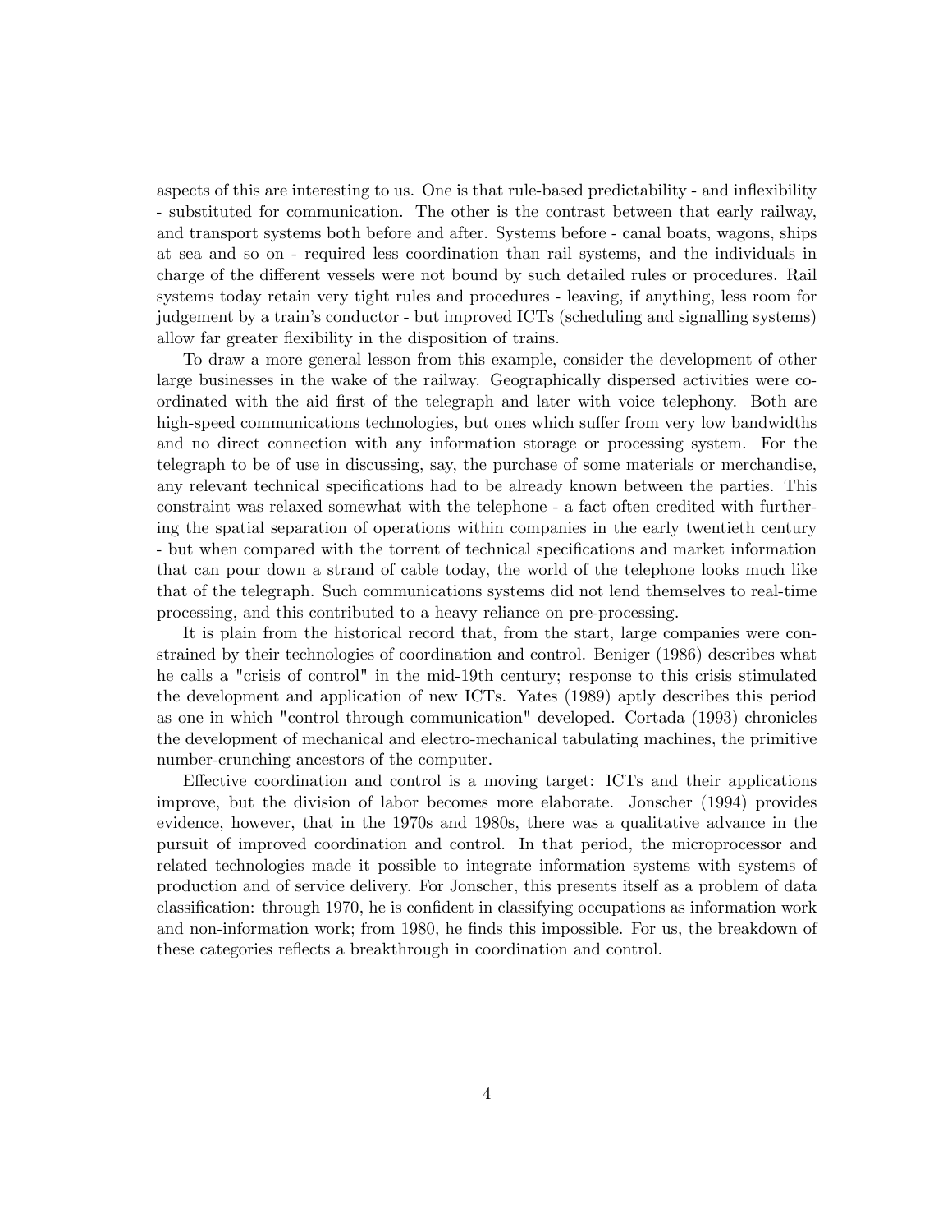aspects of this are interesting to us. One is that rule-based predictability - and inflexibility - substituted for communication. The other is the contrast between that early railway, and transport systems both before and after. Systems before - canal boats, wagons, ships at sea and so on - required less coordination than rail systems, and the individuals in charge of the different vessels were not bound by such detailed rules or procedures. Rail systems today retain very tight rules and procedures - leaving, if anything, less room for judgement by a train's conductor - but improved ICTs (scheduling and signalling systems) allow far greater flexibility in the disposition of trains.

To draw a more general lesson from this example, consider the development of other large businesses in the wake of the railway. Geographically dispersed activities were coordinated with the aid first of the telegraph and later with voice telephony. Both are high-speed communications technologies, but ones which suffer from very low bandwidths and no direct connection with any information storage or processing system. For the telegraph to be of use in discussing, say, the purchase of some materials or merchandise, any relevant technical specifications had to be already known between the parties. This constraint was relaxed somewhat with the telephone - a fact often credited with furthering the spatial separation of operations within companies in the early twentieth century - but when compared with the torrent of technical specifications and market information that can pour down a strand of cable today, the world of the telephone looks much like that of the telegraph. Such communications systems did not lend themselves to real-time processing, and this contributed to a heavy reliance on pre-processing.

It is plain from the historical record that, from the start, large companies were constrained by their technologies of coordination and control. Beniger (1986) describes what he calls a "crisis of control" in the mid-19th century; response to this crisis stimulated the development and application of new ICTs. Yates (1989) aptly describes this period as one in which "control through communication" developed. Cortada (1993) chronicles the development of mechanical and electro-mechanical tabulating machines, the primitive number-crunching ancestors of the computer.

Effective coordination and control is a moving target: ICTs and their applications improve, but the division of labor becomes more elaborate. Jonscher (1994) provides evidence, however, that in the 1970s and 1980s, there was a qualitative advance in the pursuit of improved coordination and control. In that period, the microprocessor and related technologies made it possible to integrate information systems with systems of production and of service delivery. For Jonscher, this presents itself as a problem of data classification: through 1970, he is confident in classifying occupations as information work and non-information work; from 1980, he finds this impossible. For us, the breakdown of these categories reflects a breakthrough in coordination and control.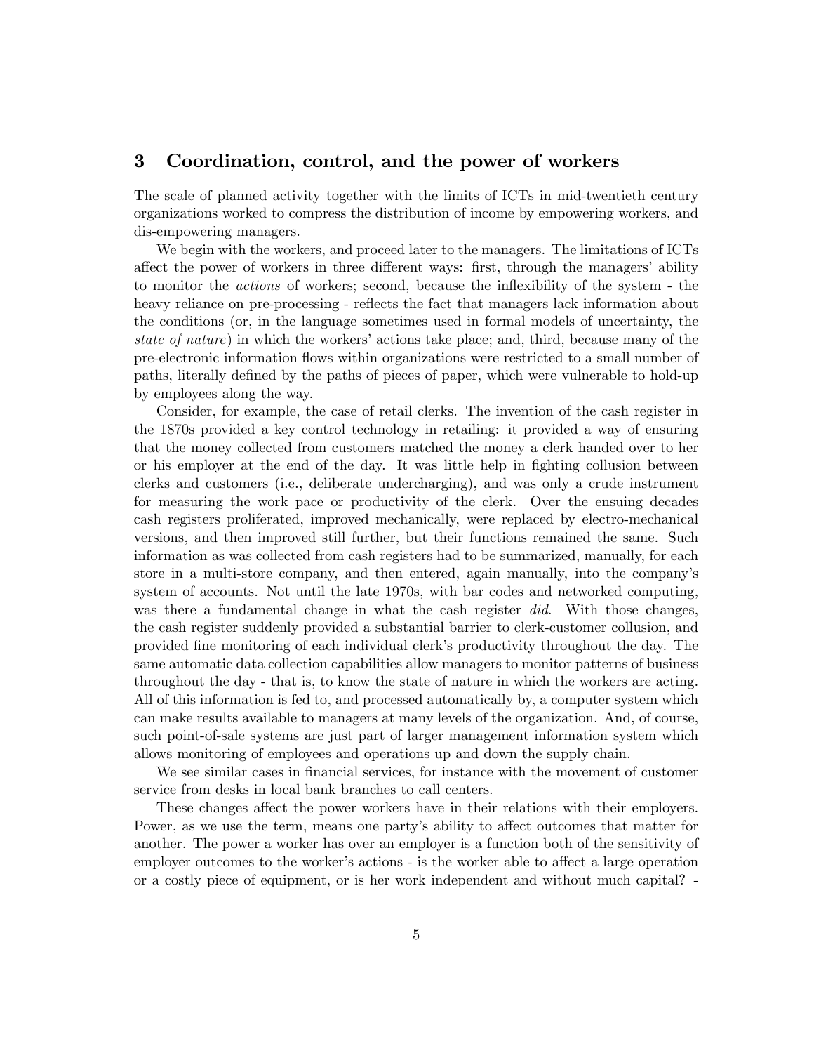## 3 Coordination, control, and the power of workers

The scale of planned activity together with the limits of ICTs in mid-twentieth century organizations worked to compress the distribution of income by empowering workers, and dis-empowering managers.

We begin with the workers, and proceed later to the managers. The limitations of ICTs affect the power of workers in three different ways: first, through the managers' ability to monitor the *actions* of workers; second, because the inflexibility of the system - the heavy reliance on pre-processing - reflects the fact that managers lack information about the conditions (or, in the language sometimes used in formal models of uncertainty, the *state of nature*) in which the workers' actions take place; and, third, because many of the pre-electronic information flows within organizations were restricted to a small number of paths, literally defined by the paths of pieces of paper, which were vulnerable to hold-up by employees along the way.

Consider, for example, the case of retail clerks. The invention of the cash register in the 1870s provided a key control technology in retailing: it provided a way of ensuring that the money collected from customers matched the money a clerk handed over to her or his employer at the end of the day. It was little help in fighting collusion between clerks and customers (i.e., deliberate undercharging), and was only a crude instrument for measuring the work pace or productivity of the clerk. Over the ensuing decades cash registers proliferated, improved mechanically, were replaced by electro-mechanical versions, and then improved still further, but their functions remained the same. Such information as was collected from cash registers had to be summarized, manually, for each store in a multi-store company, and then entered, again manually, into the company's system of accounts. Not until the late 1970s, with bar codes and networked computing, was there a fundamental change in what the cash register *did*. With those changes, the cash register suddenly provided a substantial barrier to clerk-customer collusion, and provided fine monitoring of each individual clerk's productivity throughout the day. The same automatic data collection capabilities allow managers to monitor patterns of business throughout the day - that is, to know the state of nature in which the workers are acting. All of this information is fed to, and processed automatically by, a computer system which can make results available to managers at many levels of the organization. And, of course, such point-of-sale systems are just part of larger management information system which allows monitoring of employees and operations up and down the supply chain.

We see similar cases in financial services, for instance with the movement of customer service from desks in local bank branches to call centers.

These changes affect the power workers have in their relations with their employers. Power, as we use the term, means one party's ability to affect outcomes that matter for another. The power a worker has over an employer is a function both of the sensitivity of employer outcomes to the worker's actions - is the worker able to affect a large operation or a costly piece of equipment, or is her work independent and without much capital? -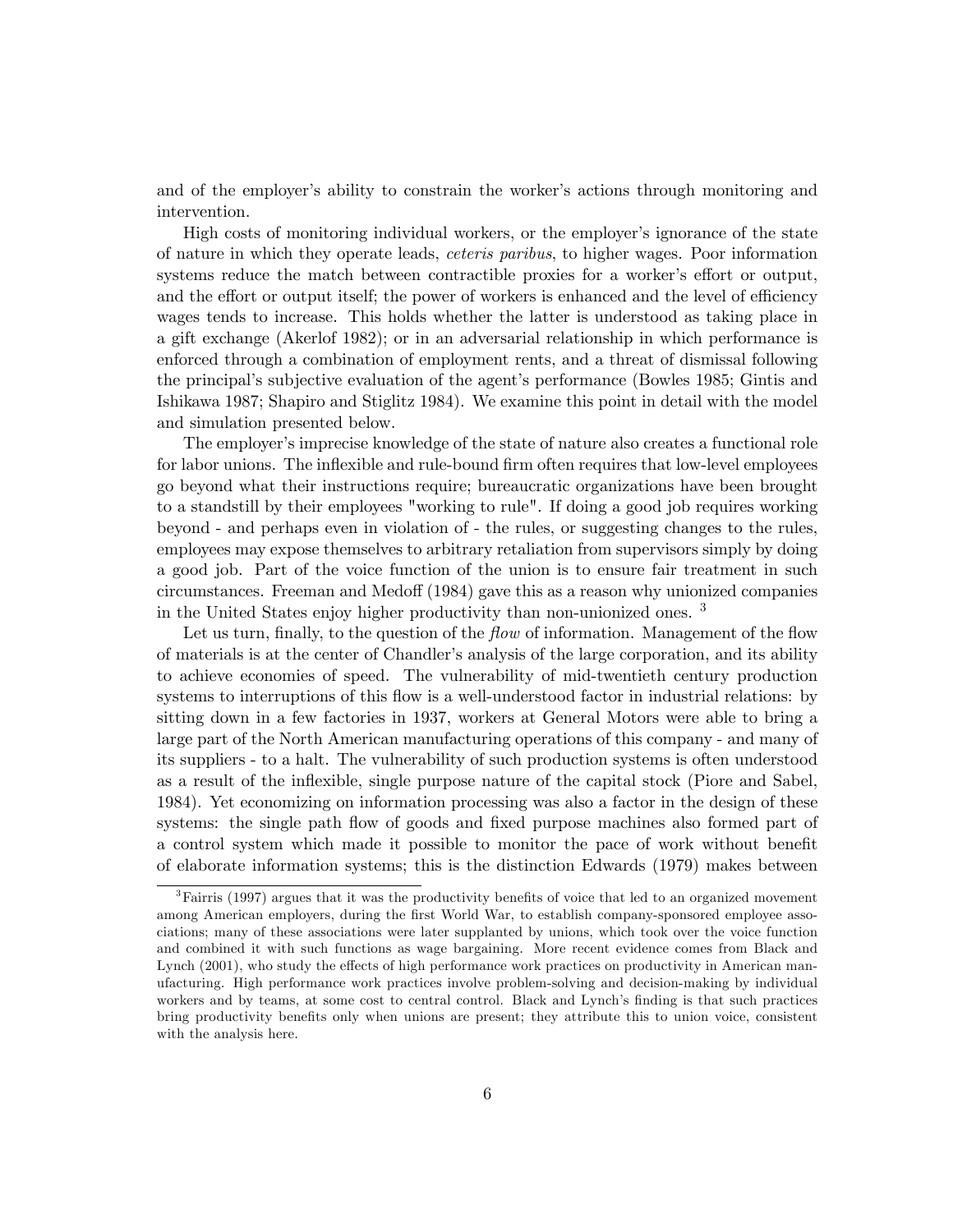and of the employer's ability to constrain the worker's actions through monitoring and intervention.

High costs of monitoring individual workers, or the employer's ignorance of the state of nature in which they operate leads, *ceteris paribus*, to higher wages. Poor information systems reduce the match between contractible proxies for a worker's effort or output, and the effort or output itself; the power of workers is enhanced and the level of efficiency wages tends to increase. This holds whether the latter is understood as taking place in a gift exchange (Akerlof 1982); or in an adversarial relationship in which performance is enforced through a combination of employment rents, and a threat of dismissal following the principal's subjective evaluation of the agent's performance (Bowles 1985; Gintis and Ishikawa 1987; Shapiro and Stiglitz 1984). We examine this point in detail with the model and simulation presented below.

The employer's imprecise knowledge of the state of nature also creates a functional role for labor unions. The inflexible and rule-bound firm often requires that low-level employees go beyond what their instructions require; bureaucratic organizations have been brought to a standstill by their employees "working to rule". If doing a good job requires working beyond - and perhaps even in violation of - the rules, or suggesting changes to the rules, employees may expose themselves to arbitrary retaliation from supervisors simply by doing a good job. Part of the voice function of the union is to ensure fair treatment in such circumstances. Freeman and Medoff (1984) gave this as a reason why unionized companies in the United States enjoy higher productivity than non-unionized ones. [3]

Let us turn, finally, to the question of the *flow* of information. Management of the flow of materials is at the center of Chandler's analysis of the large corporation, and its ability to achieve economies of speed. The vulnerability of mid-twentieth century production systems to interruptions of this flow is a well-understood factor in industrial relations: by sitting down in a few factories in 1937, workers at General Motors were able to bring a large part of the North American manufacturing operations of this company - and many of its suppliers - to a halt. The vulnerability of such production systems is often understood as a result of the inflexible, single purpose nature of the capital stock (Piore and Sabel, 1984). Yet economizing on information processing was also a factor in the design of these systems: the single path flow of goods and fixed purpose machines also formed part of a control system which made it possible to monitor the pace of work without benefit of elaborate information systems; this is the distinction Edwards (1979) makes between

[3] Fairris (1997) argues that it was the productivity benefits of voice that led to an organized movement among American employers, during the first World War, to establish company-sponsored employee associations; many of these associations were later supplanted by unions, which took over the voice function and combined it with such functions as wage bargaining. More recent evidence comes from Black and Lynch (2001), who study the effects of high performance work practices on productivity in American manufacturing. High performance work practices involve problem-solving and decision-making by individual workers and by teams, at some cost to central control. Black and Lynch's finding is that such practices bring productivity benefits only when unions are present; they attribute this to union voice, consistent with the analysis here.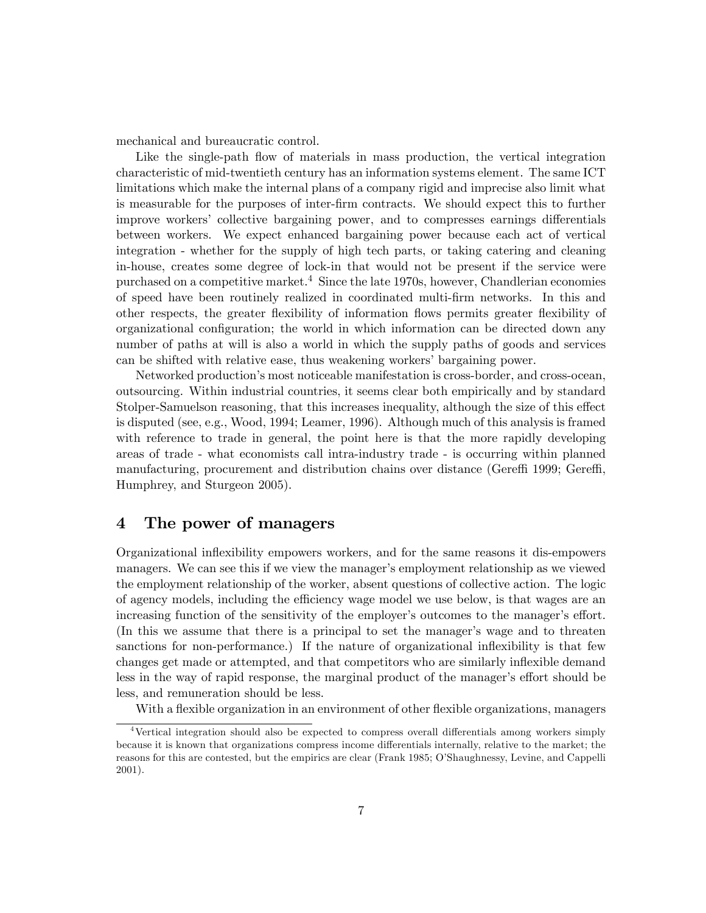mechanical and bureaucratic control.

Like the single-path flow of materials in mass production, the vertical integration characteristic of mid-twentieth century has an information systems element. The same ICT limitations which make the internal plans of a company rigid and imprecise also limit what is measurable for the purposes of inter-firm contracts. We should expect this to further improve workers' collective bargaining power, and to compresses earnings differentials between workers. We expect enhanced bargaining power because each act of vertical integration - whether for the supply of high tech parts, or taking catering and cleaning in-house, creates some degree of lock-in that would not be present if the service were purchased on a competitive market.[4] Since the late 1970s, however, Chandlerian economies of speed have been routinely realized in coordinated multi-firm networks. In this and other respects, the greater flexibility of information flows permits greater flexibility of organizational configuration; the world in which information can be directed down any number of paths at will is also a world in which the supply paths of goods and services can be shifted with relative ease, thus weakening workers' bargaining power.

Networked production's most noticeable manifestation is cross-border, and cross-ocean, outsourcing. Within industrial countries, it seems clear both empirically and by standard Stolper-Samuelson reasoning, that this increases inequality, although the size of this effect is disputed (see, e.g., Wood, 1994; Leamer, 1996). Although much of this analysis is framed with reference to trade in general, the point here is that the more rapidly developing areas of trade - what economists call intra-industry trade - is occurring within planned manufacturing, procurement and distribution chains over distance (Gereffi 1999; Gereffi, Humphrey, and Sturgeon 2005).

## 4 The power of managers

Organizational inflexibility empowers workers, and for the same reasons it dis-empowers managers. We can see this if we view the manager's employment relationship as we viewed the employment relationship of the worker, absent questions of collective action. The logic of agency models, including the efficiency wage model we use below, is that wages are an increasing function of the sensitivity of the employer's outcomes to the manager's effort. (In this we assume that there is a principal to set the manager's wage and to threaten sanctions for non-performance.) If the nature of organizational inflexibility is that few changes get made or attempted, and that competitors who are similarly inflexible demand less in the way of rapid response, the marginal product of the manager's effort should be less, and remuneration should be less.

With a flexible organization in an environment of other flexible organizations, managers

[4] Vertical integration should also be expected to compress overall differentials among workers simply because it is known that organizations compress income differentials internally, relative to the market; the reasons for this are contested, but the empirics are clear (Frank 1985; O'Shaughnessy, Levine, and Cappelli 2001).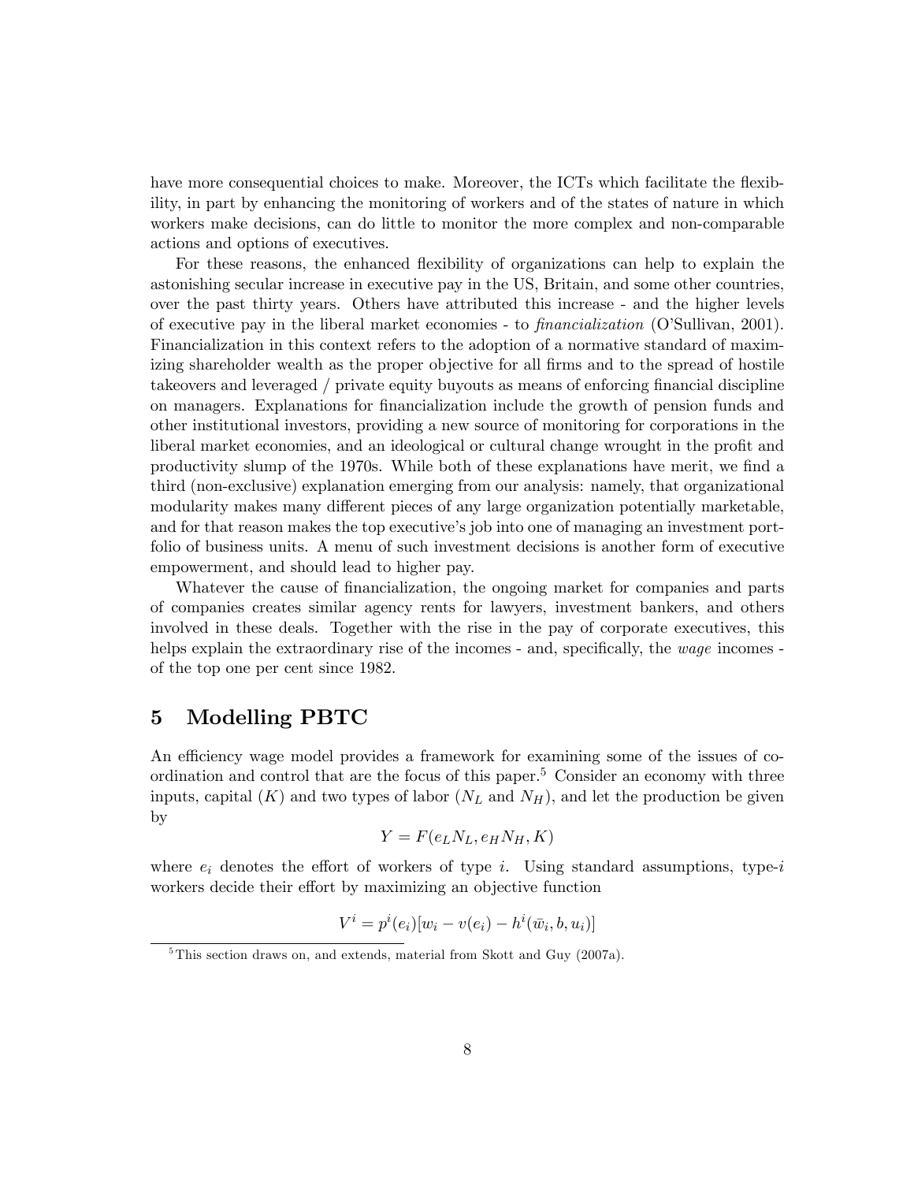have more consequential choices to make. Moreover, the ICTs which facilitate the flexibility, in part by enhancing the monitoring of workers and of the states of nature in which workers make decisions, can do little to monitor the more complex and non-comparable actions and options of executives.

For these reasons, the enhanced flexibility of organizations can help to explain the astonishing secular increase in executive pay in the US, Britain, and some other countries, over the past thirty years. Others have attributed this increase - and the higher levels of executive pay in the liberal market economies - to *financialization* (O'Sullivan, 2001). Financialization in this context refers to the adoption of a normative standard of maximizing shareholder wealth as the proper objective for all firms and to the spread of hostile takeovers and leveraged / private equity buyouts as means of enforcing financial discipline on managers. Explanations for financialization include the growth of pension funds and other institutional investors, providing a new source of monitoring for corporations in the liberal market economies, and an ideological or cultural change wrought in the profit and productivity slump of the 1970s. While both of these explanations have merit, we find a third (non-exclusive) explanation emerging from our analysis: namely, that organizational modularity makes many different pieces of any large organization potentially marketable, and for that reason makes the top executive's job into one of managing an investment portfolio of business units. A menu of such investment decisions is another form of executive empowerment, and should lead to higher pay.

Whatever the cause of financialization, the ongoing market for companies and parts of companies creates similar agency rents for lawyers, investment bankers, and others involved in these deals. Together with the rise in the pay of corporate executives, this helps explain the extraordinary rise of the incomes - and, specifically, the *wage* incomes - of the top one per cent since 1982.

## 5 Modelling PBTC

An efficiency wage model provides a framework for examining some of the issues of coordination and control that are the focus of this paper.[5] Consider an economy with three inputs, capital ($K$) and two types of labor ($N_L$ and $N_H$), and let the production be given by

$$Y = F(e_L N_L, e_H N_H, K)$$

where $e_i$ denotes the effort of workers of type $i$. Using standard assumptions, type-$i$ workers decide their effort by maximizing an objective function

$$V^i = p^i(e_i)[w_i - v(e_i) - h^i(\bar{w}_i, b, u_i)]$$

[5] This section draws on, and extends, material from Skott and Guy (2007a).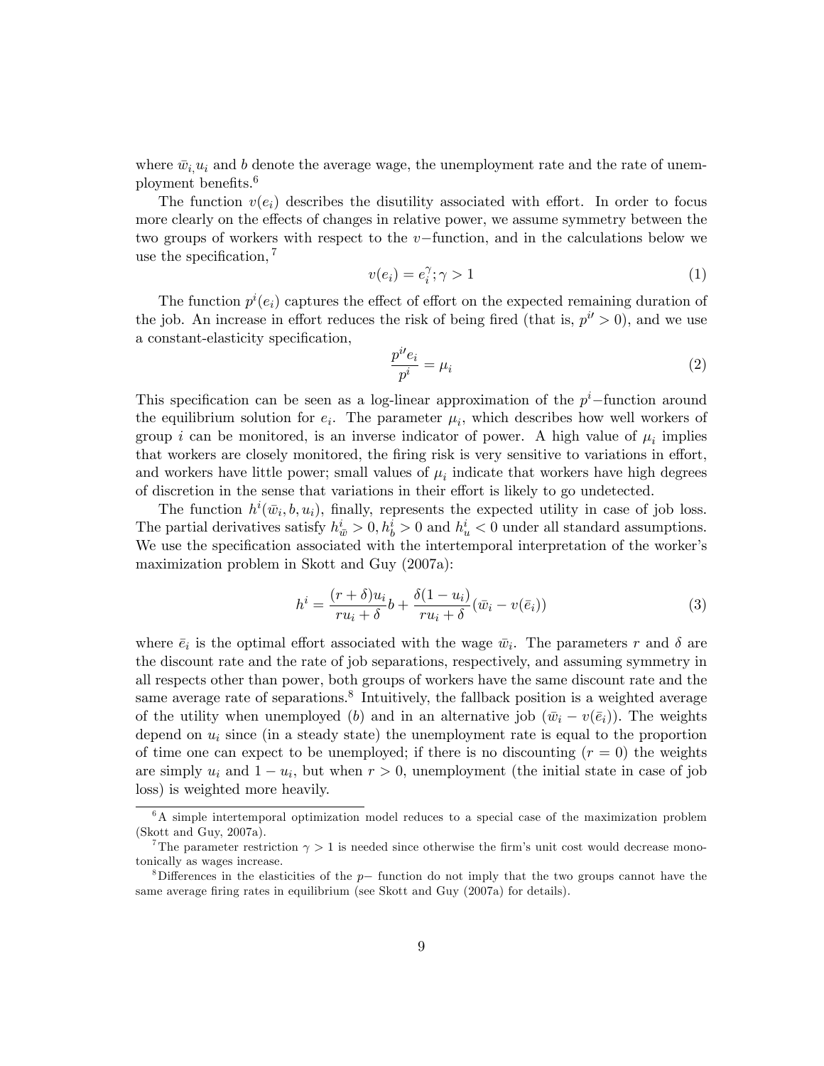where $\bar{w}_i, u_i$ and $b$ denote the average wage, the unemployment rate and the rate of unemployment benefits.[6]

The function $v(e_i)$ describes the disutility associated with effort. In order to focus more clearly on the effects of changes in relative power, we assume symmetry between the two groups of workers with respect to the $v-$function, and in the calculations below we use the specification, [7]

$$v(e_i) = e_i^{\gamma}; \gamma > 1 \tag{1}$$

The function $p^i(e_i)$ captures the effect of effort on the expected remaining duration of the job. An increase in effort reduces the risk of being fired (that is, $p^{i\prime} > 0$), and we use a constant-elasticity specification,

$$\frac{p^{i\prime} e_i}{p^i} = \mu_i \tag{2}$$

This specification can be seen as a log-linear approximation of the $p^i-$function around the equilibrium solution for $e_i$. The parameter $\mu_i$, which describes how well workers of group $i$ can be monitored, is an inverse indicator of power. A high value of $\mu_i$ implies that workers are closely monitored, the firing risk is very sensitive to variations in effort, and workers have little power; small values of $\mu_i$ indicate that workers have high degrees of discretion in the sense that variations in their effort is likely to go undetected.

The function $h^i(\bar{w}_i, b, u_i)$, finally, represents the expected utility in case of job loss. The partial derivatives satisfy $h^i_{\bar{w}} > 0, h^i_b > 0$ and $h^i_u < 0$ under all standard assumptions. We use the specification associated with the intertemporal interpretation of the worker's maximization problem in Skott and Guy (2007a):

$$h^i = \frac{(r+\delta)u_i}{ru_i + \delta} b + \frac{\delta(1-u_i)}{ru_i + \delta} (\bar{w}_i - v(\bar{e}_i)) \tag{3}$$

where $\bar{e}_i$ is the optimal effort associated with the wage $\bar{w}_i$. The parameters $r$ and $\delta$ are the discount rate and the rate of job separations, respectively, and assuming symmetry in all respects other than power, both groups of workers have the same discount rate and the same average rate of separations.[8] Intuitively, the fallback position is a weighted average of the utility when unemployed ($b$) and in an alternative job ($\bar{w}_i - v(\bar{e}_i)$). The weights depend on $u_i$ since (in a steady state) the unemployment rate is equal to the proportion of time one can expect to be unemployed; if there is no discounting ($r = 0$) the weights are simply $u_i$ and $1 - u_i$, but when $r > 0$, unemployment (the initial state in case of job loss) is weighted more heavily.

---

[6] A simple intertemporal optimization model reduces to a special case of the maximization problem (Skott and Guy, 2007a).

[7] The parameter restriction $\gamma > 1$ is needed since otherwise the firm's unit cost would decrease monotonically as wages increase.

[8] Differences in the elasticities of the $p-$ function do not imply that the two groups cannot have the same average firing rates in equilibrium (see Skott and Guy (2007a) for details).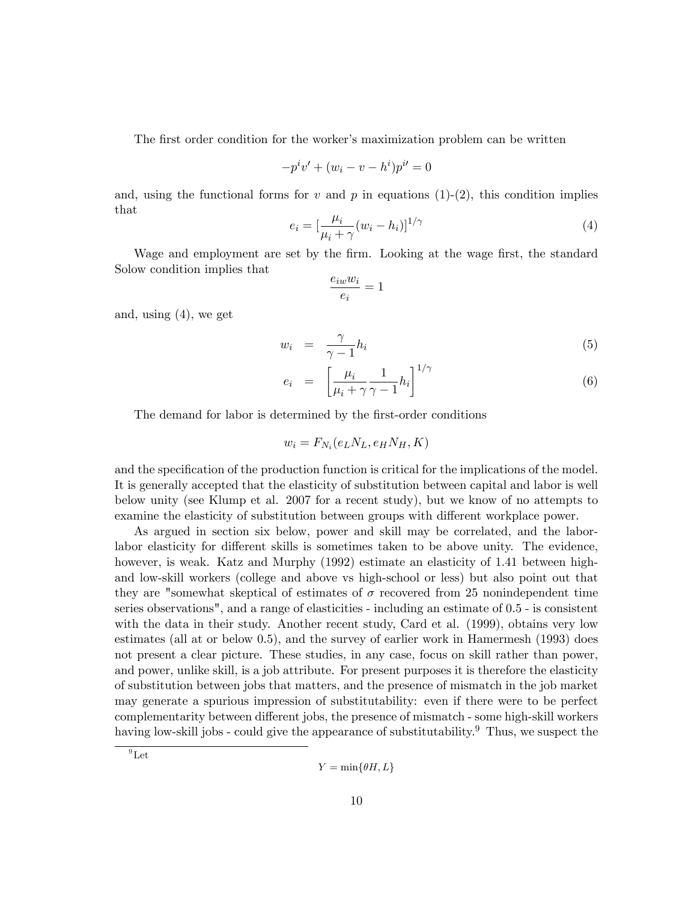The first order condition for the worker's maximization problem can be written

$$-p^i v' + (w_i - v - h^i)p^{i\prime} = 0$$

and, using the functional forms for $v$ and $p$ in equations (1)-(2), this condition implies that

$$e_i = [\frac{\mu_i}{\mu_i + \gamma}(w_i - h_i)]^{1/\gamma} \tag{4}$$

Wage and employment are set by the firm. Looking at the wage first, the standard Solow condition implies that

$$\frac{e_{iw} w_i}{e_i} = 1$$

and, using (4), we get

$$w_i = \frac{\gamma}{\gamma - 1} h_i \tag{5}$$

$$e_i = \left[\frac{\mu_i}{\mu_i + \gamma}\frac{1}{\gamma - 1} h_i\right]^{1/\gamma} \tag{6}$$

The demand for labor is determined by the first-order conditions

$$w_i = F_{N_i}(e_L N_L, e_H N_H, K)$$

and the specification of the production function is critical for the implications of the model. It is generally accepted that the elasticity of substitution between capital and labor is well below unity (see Klump et al. 2007 for a recent study), but we know of no attempts to examine the elasticity of substitution between groups with different workplace power.

As argued in section six below, power and skill may be correlated, and the labor-labor elasticity for different skills is sometimes taken to be above unity. The evidence, however, is weak. Katz and Murphy (1992) estimate an elasticity of 1.41 between high- and low-skill workers (college and above vs high-school or less) but also point out that they are "somewhat skeptical of estimates of $\sigma$ recovered from 25 nonindependent time series observations", and a range of elasticities - including an estimate of 0.5 - is consistent with the data in their study. Another recent study, Card et al. (1999), obtains very low estimates (all at or below 0.5), and the survey of earlier work in Hamermesh (1993) does not present a clear picture. These studies, in any case, focus on skill rather than power, and power, unlike skill, is a job attribute. For present purposes it is therefore the elasticity of substitution between jobs that matters, and the presence of mismatch in the job market may generate a spurious impression of substitutability: even if there were to be perfect complementarity between different jobs, the presence of mismatch - some high-skill workers having low-skill jobs - could give the appearance of substitutability.[9] Thus, we suspect the

[9] Let

$$Y = \min\{\theta H, L\}$$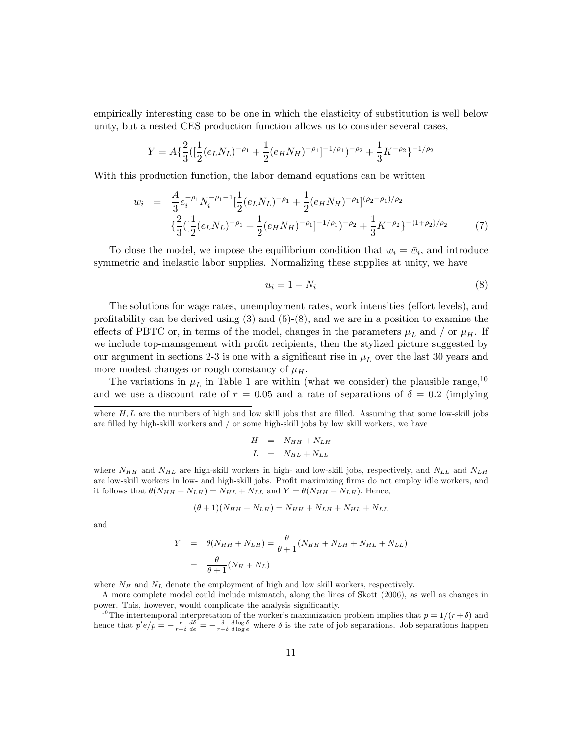empirically interesting case to be one in which the elasticity of substitution is well below unity, but a nested CES production function allows us to consider several cases,

$$Y = A\{\frac{2}{3}([\frac{1}{2}(e_L N_L)^{-\rho_1} + \frac{1}{2}(e_H N_H)^{-\rho_1}]^{-1/\rho_1})^{-\rho_2} + \frac{1}{3}K^{-\rho_2}\}^{-1/\rho_2}$$

With this production function, the labor demand equations can be written

$$\begin{aligned} w_i &= \frac{A}{3} e_i^{-\rho_1} N_i^{-\rho_1 - 1} [\frac{1}{2}(e_L N_L)^{-\rho_1} + \frac{1}{2}(e_H N_H)^{-\rho_1}]^{(\rho_2 - \rho_1)/\rho_2} \\ & \quad \{\frac{2}{3}([\frac{1}{2}(e_L N_L)^{-\rho_1} + \frac{1}{2}(e_H N_H)^{-\rho_1}]^{-1/\rho_1})^{-\rho_2} + \frac{1}{3}K^{-\rho_2}\}^{-(1+\rho_2)/\rho_2} \end{aligned} \tag{7}$$

To close the model, we impose the equilibrium condition that $w_i = \bar{w}_i$, and introduce symmetric and inelastic labor supplies. Normalizing these supplies at unity, we have

$$u_i = 1 - N_i \tag{8}$$

The solutions for wage rates, unemployment rates, work intensities (effort levels), and profitability can be derived using (3) and (5)-(8), and we are in a position to examine the effects of PBTC or, in terms of the model, changes in the parameters $\mu_L$ and / or $\mu_H$. If we include top-management with profit recipients, then the stylized picture suggested by our argument in sections 2-3 is one with a significant rise in $\mu_L$ over the last 30 years and more modest changes or rough constancy of $\mu_H$.

The variations in $\mu_L$ in Table 1 are within (what we consider) the plausible range,[10] and we use a discount rate of $r = 0.05$ and a rate of separations of $\delta = 0.2$ (implying

---

where $H, L$ are the numbers of high and low skill jobs that are filled. Assuming that some low-skill jobs are filled by high-skill workers and / or some high-skill jobs by low skill workers, we have

$$\begin{aligned} H &= N_{HH} + N_{LH} \\ L &= N_{HL} + N_{LL} \end{aligned}$$

where $N_{HH}$ and $N_{HL}$ are high-skill workers in high- and low-skill jobs, respectively, and $N_{LL}$ and $N_{LH}$ are low-skill workers in low- and high-skill jobs. Profit maximizing firms do not employ idle workers, and it follows that $\theta(N_{HH} + N_{LH}) = N_{HL} + N_{LL}$ and $Y = \theta(N_{HH} + N_{LH})$. Hence,

$$(\theta + 1)(N_{HH} + N_{LH}) = N_{HH} + N_{LH} + N_{HL} + N_{LL}$$

and

$$\begin{aligned} Y &= \theta(N_{HH} + N_{LH}) = \frac{\theta}{\theta + 1}(N_{HH} + N_{LH} + N_{HL} + N_{LL}) \\ &= \frac{\theta}{\theta + 1}(N_H + N_L) \end{aligned}$$

where $N_H$ and $N_L$ denote the employment of high and low skill workers, respectively.

A more complete model could include mismatch, along the lines of Skott (2006), as well as changes in power. This, however, would complicate the analysis significantly.

[10] The intertemporal interpretation of the worker's maximization problem implies that $p = 1/(r+\delta)$ and hence that $p'e/p = -\frac{e}{r+\delta}\frac{d\delta}{de} = -\frac{\delta}{r+\delta}\frac{d\log\delta}{d\log e}$ where $\delta$ is the rate of job separations. Job separations happen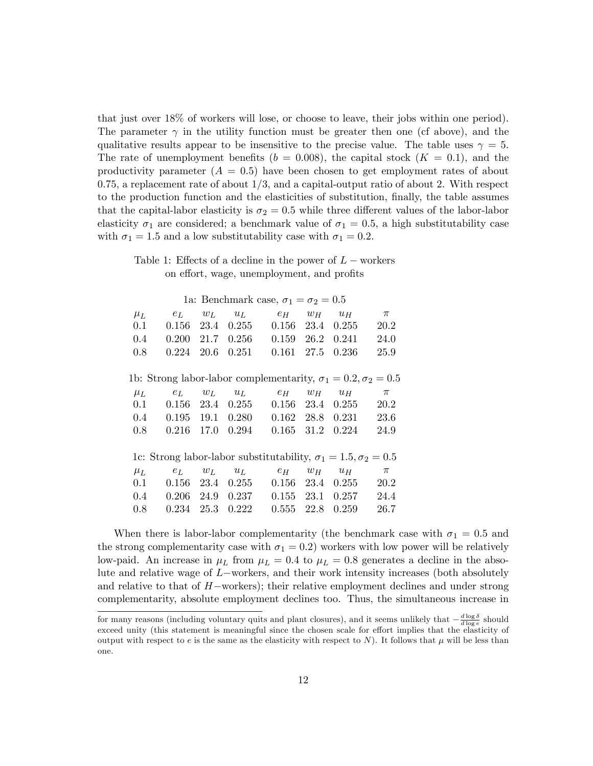that just over 18% of workers will lose, or choose to leave, their jobs within one period). The parameter $\gamma$ in the utility function must be greater then one (cf above), and the qualitative results appear to be insensitive to the precise value. The table uses $\gamma = 5$. The rate of unemployment benefits ($b = 0.008$), the capital stock ($K = 0.1$), and the productivity parameter ($A = 0.5$) have been chosen to get employment rates of about 0.75, a replacement rate of about 1/3, and a capital-output ratio of about 2. With respect to the production function and the elasticities of substitution, finally, the table assumes that the capital-labor elasticity is $\sigma_2 = 0.5$ while three different values of the labor-labor elasticity $\sigma_1$ are considered; a benchmark value of $\sigma_1 = 0.5$, a high substitutability case with $\sigma_1 = 1.5$ and a low substitutability case with $\sigma_1 = 0.2$.

Table 1: Effects of a decline in the power of $L-$workers on effort, wage, unemployment, and profits

1a: Benchmark case, $\sigma_1 = \sigma_2 = 0.5$

| $\mu_L$ | $e_L$ | $w_L$ | $u_L$ | $e_H$ | $w_H$ | $u_H$ | $\pi$ |
|---|---|---|---|---|---|---|---|
| 0.1 | 0.156 | 23.4 | 0.255 | 0.156 | 23.4 | 0.255 | 20.2 |
| 0.4 | 0.200 | 21.7 | 0.256 | 0.159 | 26.2 | 0.241 | 24.0 |
| 0.8 | 0.224 | 20.6 | 0.251 | 0.161 | 27.5 | 0.236 | 25.9 |

1b: Strong labor-labor complementarity, $\sigma_1 = 0.2, \sigma_2 = 0.5$

| $\mu_L$ | $e_L$ | $w_L$ | $u_L$ | $e_H$ | $w_H$ | $u_H$ | $\pi$ |
|---|---|---|---|---|---|---|---|
| 0.1 | 0.156 | 23.4 | 0.255 | 0.156 | 23.4 | 0.255 | 20.2 |
| 0.4 | 0.195 | 19.1 | 0.280 | 0.162 | 28.8 | 0.231 | 23.6 |
| 0.8 | 0.216 | 17.0 | 0.294 | 0.165 | 31.2 | 0.224 | 24.9 |

1c: Strong labor-labor substitutability, $\sigma_1 = 1.5, \sigma_2 = 0.5$

| $\mu_L$ | $e_L$ | $w_L$ | $u_L$ | $e_H$ | $w_H$ | $u_H$ | $\pi$ |
|---|---|---|---|---|---|---|---|
| 0.1 | 0.156 | 23.4 | 0.255 | 0.156 | 23.4 | 0.255 | 20.2 |
| 0.4 | 0.206 | 24.9 | 0.237 | 0.155 | 23.1 | 0.257 | 24.4 |
| 0.8 | 0.234 | 25.3 | 0.222 | 0.555 | 22.8 | 0.259 | 26.7 |

When there is labor-labor complementarity (the benchmark case with $\sigma_1 = 0.5$ and the strong complementarity case with $\sigma_1 = 0.2$) workers with low power will be relatively low-paid. An increase in $\mu_L$ from $\mu_L = 0.4$ to $\mu_L = 0.8$ generates a decline in the absolute and relative wage of $L-$workers, and their work intensity increases (both absolutely and relative to that of $H-$workers); their relative employment declines and under strong complementarity, absolute employment declines too. Thus, the simultaneous increase in

for many reasons (including voluntary quits and plant closures), and it seems unlikely that $-\frac{d \log \delta}{d \log e}$ should exceed unity (this statement is meaningful since the chosen scale for effort implies that the elasticity of output with respect to $e$ is the same as the elasticity with respect to $N$). It follows that $\mu$ will be less than one.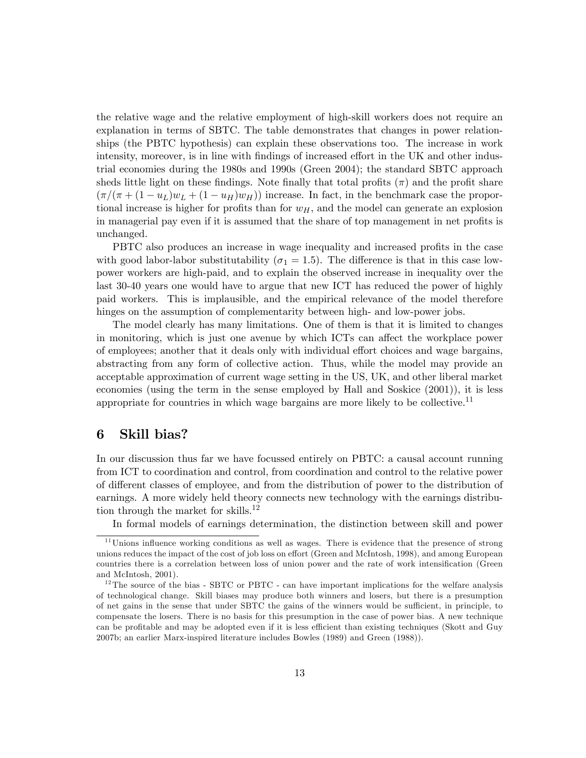the relative wage and the relative employment of high-skill workers does not require an explanation in terms of SBTC. The table demonstrates that changes in power relationships (the PBTC hypothesis) can explain these observations too. The increase in work intensity, moreover, is in line with findings of increased effort in the UK and other industrial economies during the 1980s and 1990s (Green 2004); the standard SBTC approach sheds little light on these findings. Note finally that total profits ($\pi$) and the profit share ($\pi/(\pi + (1 - u_L)w_L + (1 - u_H)w_H)$) increase. In fact, in the benchmark case the proportional increase is higher for profits than for $w_H$, and the model can generate an explosion in managerial pay even if it is assumed that the share of top management in net profits is unchanged.

PBTC also produces an increase in wage inequality and increased profits in the case with good labor-labor substitutability ($\sigma_1 = 1.5$). The difference is that in this case low-power workers are high-paid, and to explain the observed increase in inequality over the last 30-40 years one would have to argue that new ICT has reduced the power of highly paid workers. This is implausible, and the empirical relevance of the model therefore hinges on the assumption of complementarity between high- and low-power jobs.

The model clearly has many limitations. One of them is that it is limited to changes in monitoring, which is just one avenue by which ICTs can affect the workplace power of employees; another that it deals only with individual effort choices and wage bargains, abstracting from any form of collective action. Thus, while the model may provide an acceptable approximation of current wage setting in the US, UK, and other liberal market economies (using the term in the sense employed by Hall and Soskice (2001)), it is less appropriate for countries in which wage bargains are more likely to be collective.[11]

## 6 Skill bias?

In our discussion thus far we have focussed entirely on PBTC: a causal account running from ICT to coordination and control, from coordination and control to the relative power of different classes of employee, and from the distribution of power to the distribution of earnings. A more widely held theory connects new technology with the earnings distribution through the market for skills.[12]

In formal models of earnings determination, the distinction between skill and power

[11] Unions influence working conditions as well as wages. There is evidence that the presence of strong unions reduces the impact of the cost of job loss on effort (Green and McIntosh, 1998), and among European countries there is a correlation between loss of union power and the rate of work intensification (Green and McIntosh, 2001).

[12] The source of the bias - SBTC or PBTC - can have important implications for the welfare analysis of technological change. Skill biases may produce both winners and losers, but there is a presumption of net gains in the sense that under SBTC the gains of the winners would be sufficient, in principle, to compensate the losers. There is no basis for this presumption in the case of power bias. A new technique can be profitable and may be adopted even if it is less efficient than existing techniques (Skott and Guy 2007b; an earlier Marx-inspired literature includes Bowles (1989) and Green (1988)).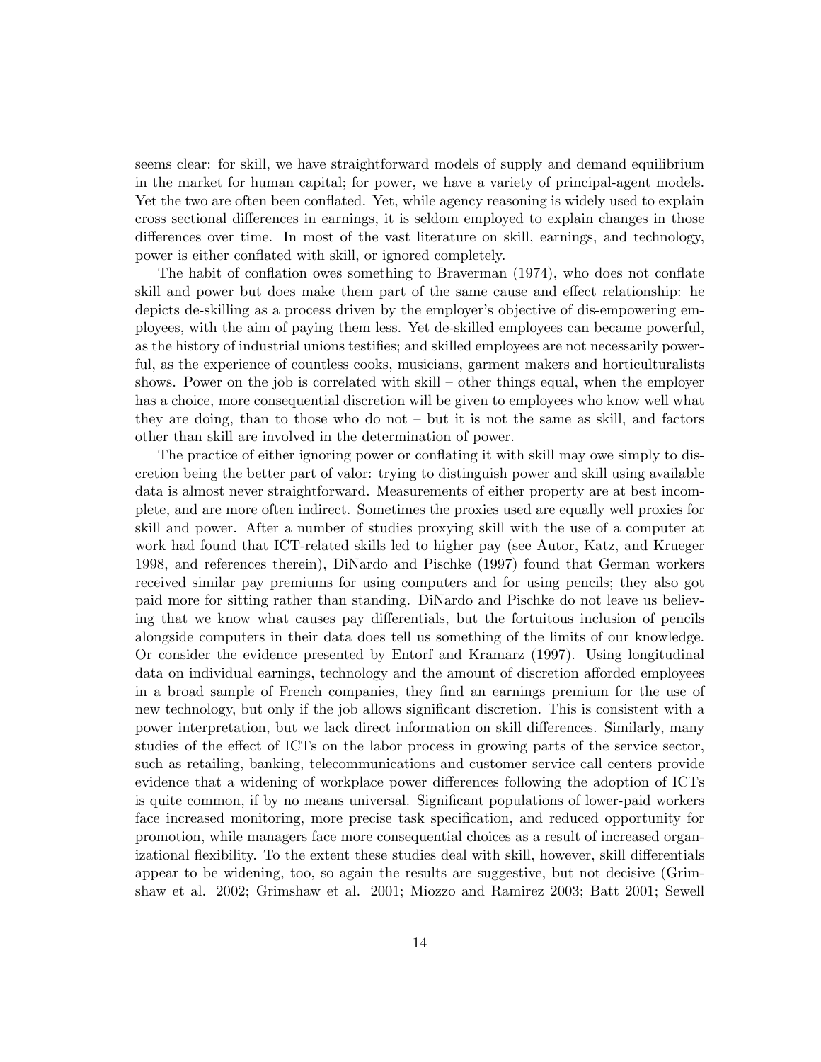seems clear: for skill, we have straightforward models of supply and demand equilibrium in the market for human capital; for power, we have a variety of principal-agent models. Yet the two are often been conflated. Yet, while agency reasoning is widely used to explain cross sectional differences in earnings, it is seldom employed to explain changes in those differences over time. In most of the vast literature on skill, earnings, and technology, power is either conflated with skill, or ignored completely.

The habit of conflation owes something to Braverman (1974), who does not conflate skill and power but does make them part of the same cause and effect relationship: he depicts de-skilling as a process driven by the employer's objective of dis-empowering employees, with the aim of paying them less. Yet de-skilled employees can became powerful, as the history of industrial unions testifies; and skilled employees are not necessarily powerful, as the experience of countless cooks, musicians, garment makers and horticulturalists shows. Power on the job is correlated with skill – other things equal, when the employer has a choice, more consequential discretion will be given to employees who know well what they are doing, than to those who do not – but it is not the same as skill, and factors other than skill are involved in the determination of power.

The practice of either ignoring power or conflating it with skill may owe simply to discretion being the better part of valor: trying to distinguish power and skill using available data is almost never straightforward. Measurements of either property are at best incomplete, and are more often indirect. Sometimes the proxies used are equally well proxies for skill and power. After a number of studies proxying skill with the use of a computer at work had found that ICT-related skills led to higher pay (see Autor, Katz, and Krueger 1998, and references therein), DiNardo and Pischke (1997) found that German workers received similar pay premiums for using computers and for using pencils; they also got paid more for sitting rather than standing. DiNardo and Pischke do not leave us believing that we know what causes pay differentials, but the fortuitous inclusion of pencils alongside computers in their data does tell us something of the limits of our knowledge. Or consider the evidence presented by Entorf and Kramarz (1997). Using longitudinal data on individual earnings, technology and the amount of discretion afforded employees in a broad sample of French companies, they find an earnings premium for the use of new technology, but only if the job allows significant discretion. This is consistent with a power interpretation, but we lack direct information on skill differences. Similarly, many studies of the effect of ICTs on the labor process in growing parts of the service sector, such as retailing, banking, telecommunications and customer service call centers provide evidence that a widening of workplace power differences following the adoption of ICTs is quite common, if by no means universal. Significant populations of lower-paid workers face increased monitoring, more precise task specification, and reduced opportunity for promotion, while managers face more consequential choices as a result of increased organizational flexibility. To the extent these studies deal with skill, however, skill differentials appear to be widening, too, so again the results are suggestive, but not decisive (Grimshaw et al. 2002; Grimshaw et al. 2001; Miozzo and Ramirez 2003; Batt 2001; Sewell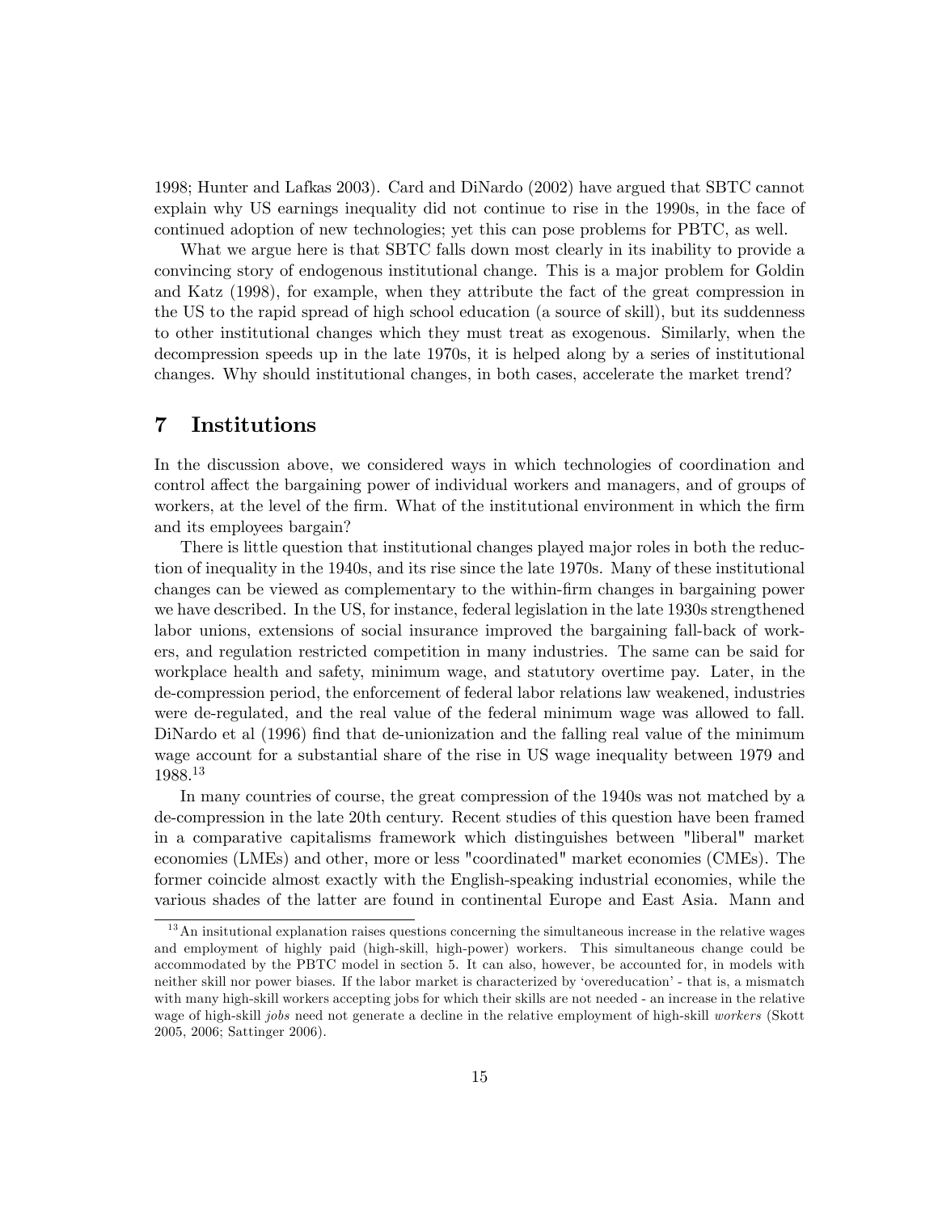1998; Hunter and Lafkas 2003). Card and DiNardo (2002) have argued that SBTC cannot explain why US earnings inequality did not continue to rise in the 1990s, in the face of continued adoption of new technologies; yet this can pose problems for PBTC, as well.

What we argue here is that SBTC falls down most clearly in its inability to provide a convincing story of endogenous institutional change. This is a major problem for Goldin and Katz (1998), for example, when they attribute the fact of the great compression in the US to the rapid spread of high school education (a source of skill), but its suddenness to other institutional changes which they must treat as exogenous. Similarly, when the decompression speeds up in the late 1970s, it is helped along by a series of institutional changes. Why should institutional changes, in both cases, accelerate the market trend?

# 7 Institutions

In the discussion above, we considered ways in which technologies of coordination and control affect the bargaining power of individual workers and managers, and of groups of workers, at the level of the firm. What of the institutional environment in which the firm and its employees bargain?

There is little question that institutional changes played major roles in both the reduction of inequality in the 1940s, and its rise since the late 1970s. Many of these institutional changes can be viewed as complementary to the within-firm changes in bargaining power we have described. In the US, for instance, federal legislation in the late 1930s strengthened labor unions, extensions of social insurance improved the bargaining fall-back of workers, and regulation restricted competition in many industries. The same can be said for workplace health and safety, minimum wage, and statutory overtime pay. Later, in the de-compression period, the enforcement of federal labor relations law weakened, industries were de-regulated, and the real value of the federal minimum wage was allowed to fall. DiNardo et al (1996) find that de-unionization and the falling real value of the minimum wage account for a substantial share of the rise in US wage inequality between 1979 and 1988.[13]

In many countries of course, the great compression of the 1940s was not matched by a de-compression in the late 20th century. Recent studies of this question have been framed in a comparative capitalisms framework which distinguishes between "liberal" market economies (LMEs) and other, more or less "coordinated" market economies (CMEs). The former coincide almost exactly with the English-speaking industrial economies, while the various shades of the latter are found in continental Europe and East Asia. Mann and

[13] An insitutional explanation raises questions concerning the simultaneous increase in the relative wages and employment of highly paid (high-skill, high-power) workers. This simultaneous change could be accommodated by the PBTC model in section 5. It can also, however, be accounted for, in models with neither skill nor power biases. If the labor market is characterized by 'overeducation' - that is, a mismatch with many high-skill workers accepting jobs for which their skills are not needed - an increase in the relative wage of high-skill *jobs* need not generate a decline in the relative employment of high-skill *workers* (Skott 2005, 2006; Sattinger 2006).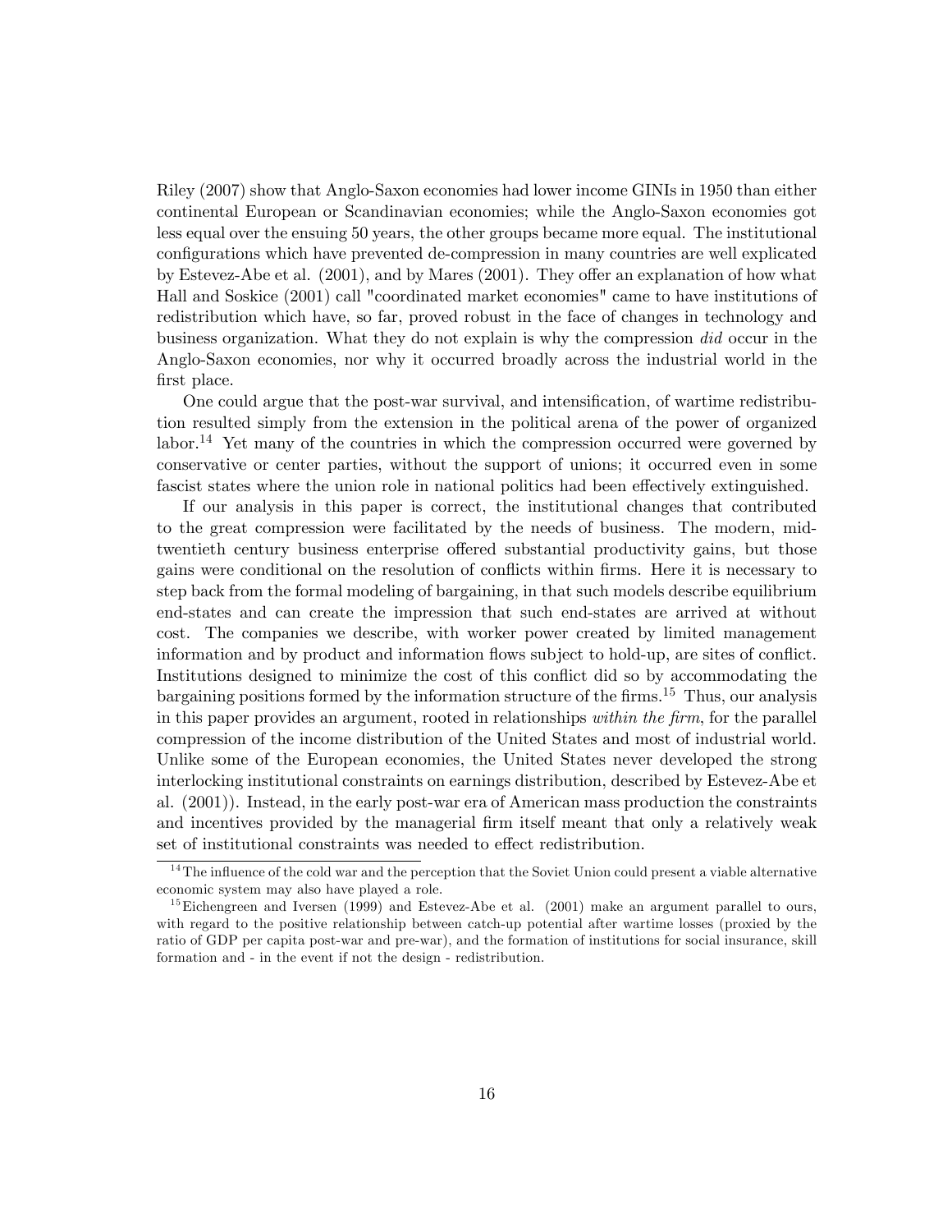Riley (2007) show that Anglo-Saxon economies had lower income GINIs in 1950 than either continental European or Scandinavian economies; while the Anglo-Saxon economies got less equal over the ensuing 50 years, the other groups became more equal. The institutional configurations which have prevented de-compression in many countries are well explicated by Estevez-Abe et al. (2001), and by Mares (2001). They offer an explanation of how what Hall and Soskice (2001) call "coordinated market economies" came to have institutions of redistribution which have, so far, proved robust in the face of changes in technology and business organization. What they do not explain is why the compression *did* occur in the Anglo-Saxon economies, nor why it occurred broadly across the industrial world in the first place.

One could argue that the post-war survival, and intensification, of wartime redistribution resulted simply from the extension in the political arena of the power of organized labor.[14] Yet many of the countries in which the compression occurred were governed by conservative or center parties, without the support of unions; it occurred even in some fascist states where the union role in national politics had been effectively extinguished.

If our analysis in this paper is correct, the institutional changes that contributed to the great compression were facilitated by the needs of business. The modern, mid-twentieth century business enterprise offered substantial productivity gains, but those gains were conditional on the resolution of conflicts within firms. Here it is necessary to step back from the formal modeling of bargaining, in that such models describe equilibrium end-states and can create the impression that such end-states are arrived at without cost. The companies we describe, with worker power created by limited management information and by product and information flows subject to hold-up, are sites of conflict. Institutions designed to minimize the cost of this conflict did so by accommodating the bargaining positions formed by the information structure of the firms.[15] Thus, our analysis in this paper provides an argument, rooted in relationships *within the firm*, for the parallel compression of the income distribution of the United States and most of industrial world. Unlike some of the European economies, the United States never developed the strong interlocking institutional constraints on earnings distribution, described by Estevez-Abe et al. (2001)). Instead, in the early post-war era of American mass production the constraints and incentives provided by the managerial firm itself meant that only a relatively weak set of institutional constraints was needed to effect redistribution.

[14] The influence of the cold war and the perception that the Soviet Union could present a viable alternative economic system may also have played a role.

[15] Eichengreen and Iversen (1999) and Estevez-Abe et al. (2001) make an argument parallel to ours, with regard to the positive relationship between catch-up potential after wartime losses (proxied by the ratio of GDP per capita post-war and pre-war), and the formation of institutions for social insurance, skill formation and - in the event if not the design - redistribution.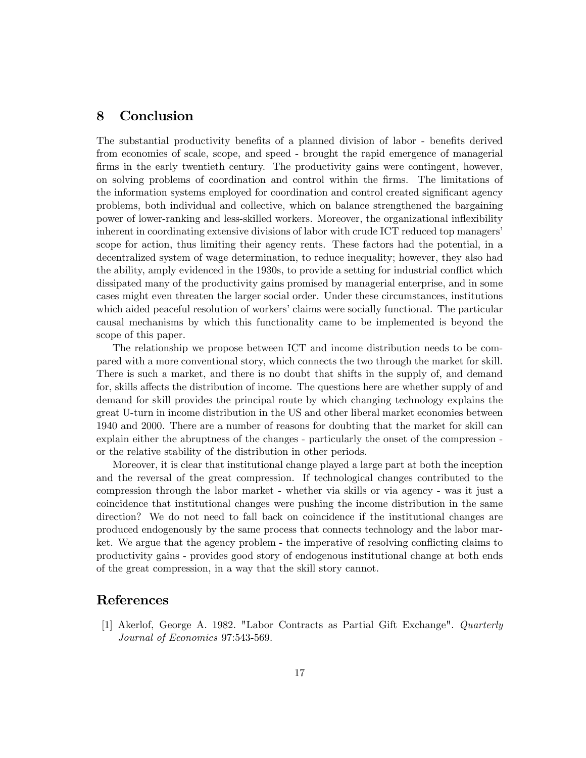## 8 Conclusion

The substantial productivity benefits of a planned division of labor - benefits derived from economies of scale, scope, and speed - brought the rapid emergence of managerial firms in the early twentieth century. The productivity gains were contingent, however, on solving problems of coordination and control within the firms. The limitations of the information systems employed for coordination and control created significant agency problems, both individual and collective, which on balance strengthened the bargaining power of lower-ranking and less-skilled workers. Moreover, the organizational inflexibility inherent in coordinating extensive divisions of labor with crude ICT reduced top managers' scope for action, thus limiting their agency rents. These factors had the potential, in a decentralized system of wage determination, to reduce inequality; however, they also had the ability, amply evidenced in the 1930s, to provide a setting for industrial conflict which dissipated many of the productivity gains promised by managerial enterprise, and in some cases might even threaten the larger social order. Under these circumstances, institutions which aided peaceful resolution of workers' claims were socially functional. The particular causal mechanisms by which this functionality came to be implemented is beyond the scope of this paper.

The relationship we propose between ICT and income distribution needs to be compared with a more conventional story, which connects the two through the market for skill. There is such a market, and there is no doubt that shifts in the supply of, and demand for, skills affects the distribution of income. The questions here are whether supply of and demand for skill provides the principal route by which changing technology explains the great U-turn in income distribution in the US and other liberal market economies between 1940 and 2000. There are a number of reasons for doubting that the market for skill can explain either the abruptness of the changes - particularly the onset of the compression - or the relative stability of the distribution in other periods.

Moreover, it is clear that institutional change played a large part at both the inception and the reversal of the great compression. If technological changes contributed to the compression through the labor market - whether via skills or via agency - was it just a coincidence that institutional changes were pushing the income distribution in the same direction? We do not need to fall back on coincidence if the institutional changes are produced endogenously by the same process that connects technology and the labor market. We argue that the agency problem - the imperative of resolving conflicting claims to productivity gains - provides good story of endogenous institutional change at both ends of the great compression, in a way that the skill story cannot.

## References

[1] Akerlof, George A. 1982. "Labor Contracts as Partial Gift Exchange". *Quarterly Journal of Economics* 97:543-569.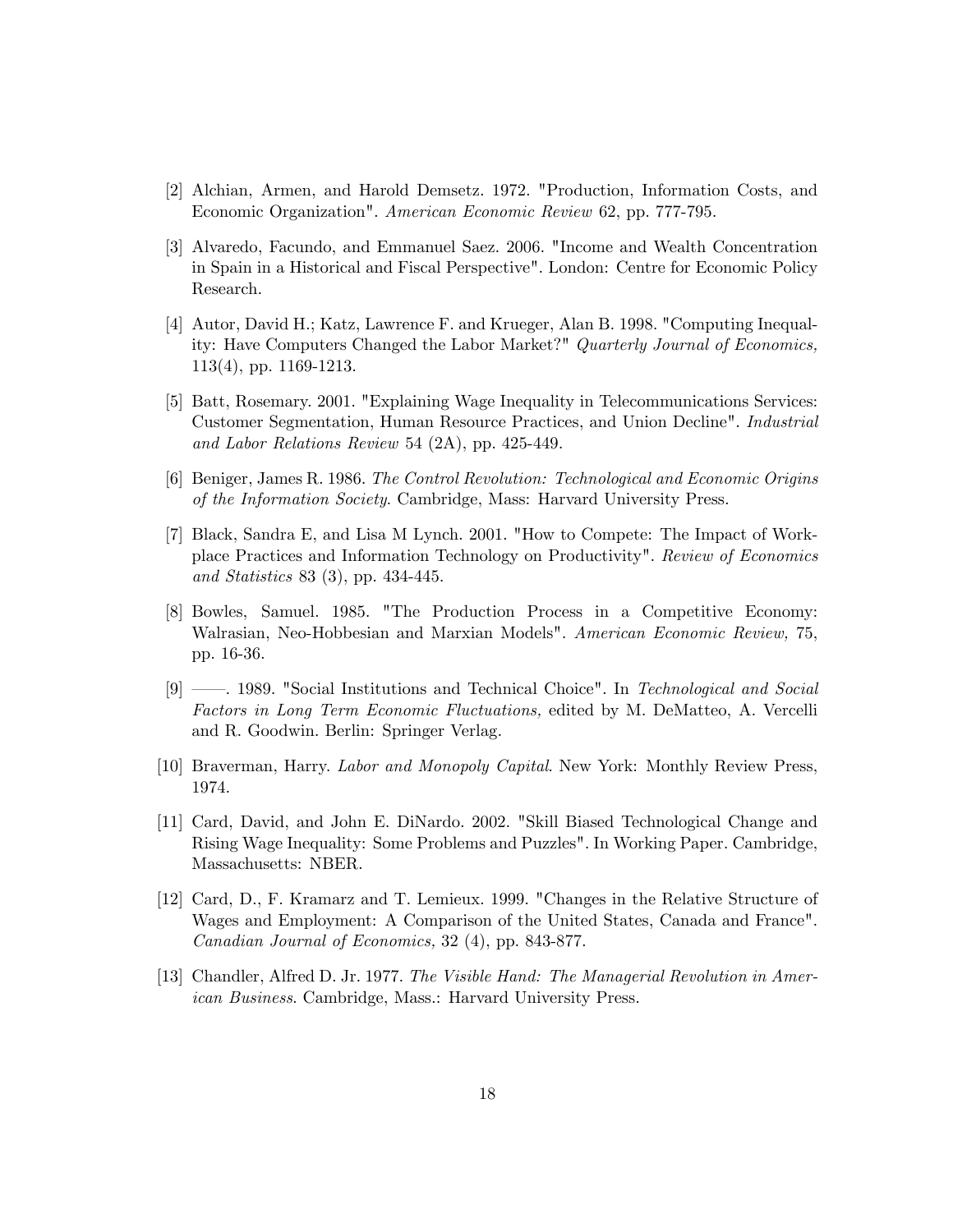[2] Alchian, Armen, and Harold Demsetz. 1972. "Production, Information Costs, and Economic Organization". *American Economic Review* 62, pp. 777-795.

[3] Alvaredo, Facundo, and Emmanuel Saez. 2006. "Income and Wealth Concentration in Spain in a Historical and Fiscal Perspective". London: Centre for Economic Policy Research.

[4] Autor, David H.; Katz, Lawrence F. and Krueger, Alan B. 1998. "Computing Inequality: Have Computers Changed the Labor Market?" *Quarterly Journal of Economics,* 113(4), pp. 1169-1213.

[5] Batt, Rosemary. 2001. "Explaining Wage Inequality in Telecommunications Services: Customer Segmentation, Human Resource Practices, and Union Decline". *Industrial and Labor Relations Review* 54 (2A), pp. 425-449.

[6] Beniger, James R. 1986. *The Control Revolution: Technological and Economic Origins of the Information Society*. Cambridge, Mass: Harvard University Press.

[7] Black, Sandra E, and Lisa M Lynch. 2001. "How to Compete: The Impact of Workplace Practices and Information Technology on Productivity". *Review of Economics and Statistics* 83 (3), pp. 434-445.

[8] Bowles, Samuel. 1985. "The Production Process in a Competitive Economy: Walrasian, Neo-Hobbesian and Marxian Models". *American Economic Review,* 75, pp. 16-36.

[9] ——. 1989. "Social Institutions and Technical Choice". In *Technological and Social Factors in Long Term Economic Fluctuations,* edited by M. DeMatteo, A. Vercelli and R. Goodwin. Berlin: Springer Verlag.

[10] Braverman, Harry. *Labor and Monopoly Capital*. New York: Monthly Review Press, 1974.

[11] Card, David, and John E. DiNardo. 2002. "Skill Biased Technological Change and Rising Wage Inequality: Some Problems and Puzzles". In Working Paper. Cambridge, Massachusetts: NBER.

[12] Card, D., F. Kramarz and T. Lemieux. 1999. "Changes in the Relative Structure of Wages and Employment: A Comparison of the United States, Canada and France". *Canadian Journal of Economics,* 32 (4), pp. 843-877.

[13] Chandler, Alfred D. Jr. 1977. *The Visible Hand: The Managerial Revolution in American Business*. Cambridge, Mass.: Harvard University Press.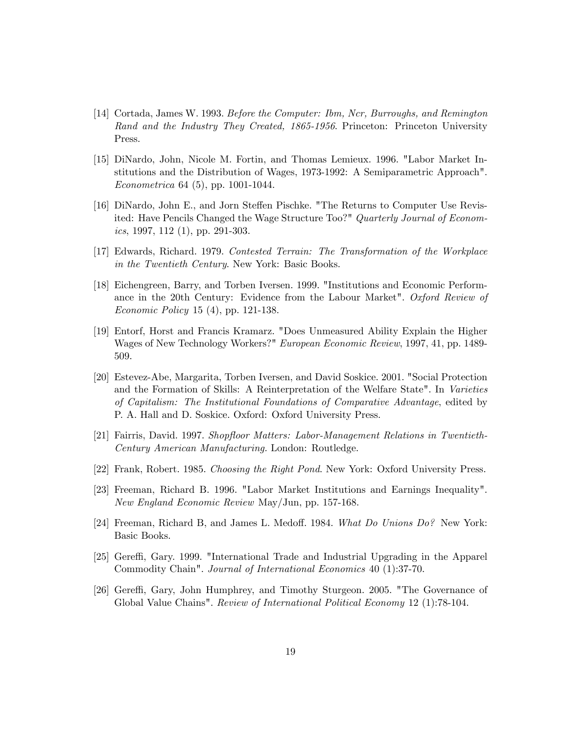[14] Cortada, James W. 1993. *Before the Computer: Ibm, Ncr, Burroughs, and Remington Rand and the Industry They Created, 1865-1956*. Princeton: Princeton University Press.

[15] DiNardo, John, Nicole M. Fortin, and Thomas Lemieux. 1996. "Labor Market Institutions and the Distribution of Wages, 1973-1992: A Semiparametric Approach". *Econometrica* 64 (5), pp. 1001-1044.

[16] DiNardo, John E., and Jorn Steffen Pischke. "The Returns to Computer Use Revisited: Have Pencils Changed the Wage Structure Too?" *Quarterly Journal of Economics*, 1997, 112 (1), pp. 291-303.

[17] Edwards, Richard. 1979. *Contested Terrain: The Transformation of the Workplace in the Twentieth Century*. New York: Basic Books.

[18] Eichengreen, Barry, and Torben Iversen. 1999. "Institutions and Economic Performance in the 20th Century: Evidence from the Labour Market". *Oxford Review of Economic Policy* 15 (4), pp. 121-138.

[19] Entorf, Horst and Francis Kramarz. "Does Unmeasured Ability Explain the Higher Wages of New Technology Workers?" *European Economic Review*, 1997, 41, pp. 1489-509.

[20] Estevez-Abe, Margarita, Torben Iversen, and David Soskice. 2001. "Social Protection and the Formation of Skills: A Reinterpretation of the Welfare State". In *Varieties of Capitalism: The Institutional Foundations of Comparative Advantage*, edited by P. A. Hall and D. Soskice. Oxford: Oxford University Press.

[21] Fairris, David. 1997. *Shopfloor Matters: Labor-Management Relations in Twentieth-Century American Manufacturing.* London: Routledge.

[22] Frank, Robert. 1985. *Choosing the Right Pond*. New York: Oxford University Press.

[23] Freeman, Richard B. 1996. "Labor Market Institutions and Earnings Inequality". *New England Economic Review* May/Jun, pp. 157-168.

[24] Freeman, Richard B, and James L. Medoff. 1984. *What Do Unions Do?* New York: Basic Books.

[25] Gereffi, Gary. 1999. "International Trade and Industrial Upgrading in the Apparel Commodity Chain". *Journal of International Economics* 40 (1):37-70.

[26] Gereffi, Gary, John Humphrey, and Timothy Sturgeon. 2005. "The Governance of Global Value Chains". *Review of International Political Economy* 12 (1):78-104.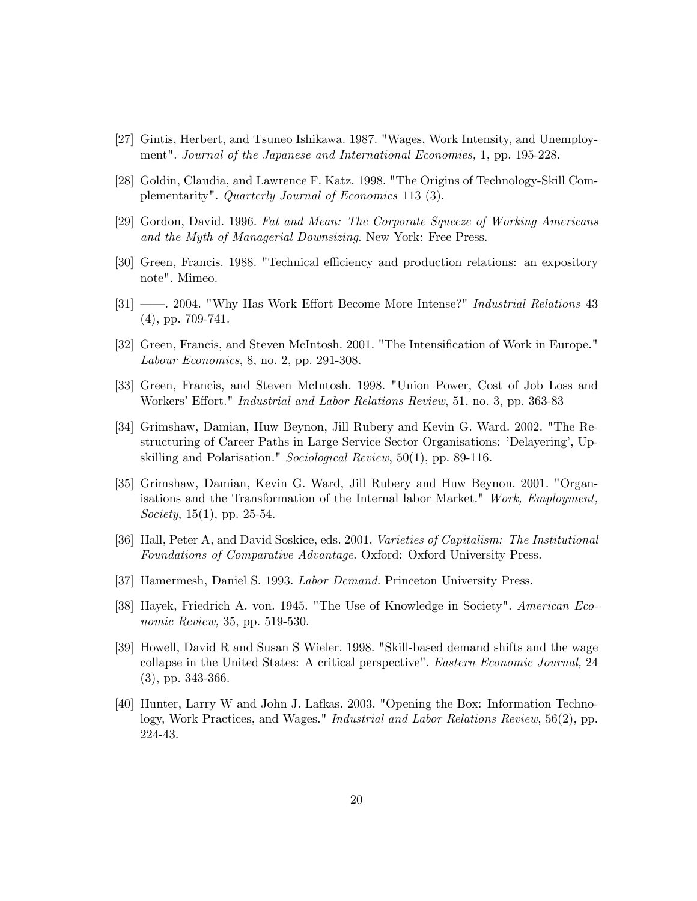[27] Gintis, Herbert, and Tsuneo Ishikawa. 1987. "Wages, Work Intensity, and Unemployment". *Journal of the Japanese and International Economies,* 1, pp. 195-228.

[28] Goldin, Claudia, and Lawrence F. Katz. 1998. "The Origins of Technology-Skill Complementarity". *Quarterly Journal of Economics* 113 (3).

[29] Gordon, David. 1996. *Fat and Mean: The Corporate Squeeze of Working Americans and the Myth of Managerial Downsizing*. New York: Free Press.

[30] Green, Francis. 1988. "Technical efficiency and production relations: an expository note". Mimeo.

[31] ——. 2004. "Why Has Work Effort Become More Intense?" *Industrial Relations* 43 (4), pp. 709-741.

[32] Green, Francis, and Steven McIntosh. 2001. "The Intensification of Work in Europe." *Labour Economics*, 8, no. 2, pp. 291-308.

[33] Green, Francis, and Steven McIntosh. 1998. "Union Power, Cost of Job Loss and Workers' Effort." *Industrial and Labor Relations Review*, 51, no. 3, pp. 363-83

[34] Grimshaw, Damian, Huw Beynon, Jill Rubery and Kevin G. Ward. 2002. "The Restructuring of Career Paths in Large Service Sector Organisations: 'Delayering', Upskilling and Polarisation." *Sociological Review*, 50(1), pp. 89-116.

[35] Grimshaw, Damian, Kevin G. Ward, Jill Rubery and Huw Beynon. 2001. "Organisations and the Transformation of the Internal labor Market." *Work, Employment, Society*, 15(1), pp. 25-54.

[36] Hall, Peter A, and David Soskice, eds. 2001. *Varieties of Capitalism: The Institutional Foundations of Comparative Advantage*. Oxford: Oxford University Press.

[37] Hamermesh, Daniel S. 1993. *Labor Demand*. Princeton University Press.

[38] Hayek, Friedrich A. von. 1945. "The Use of Knowledge in Society". *American Economic Review,* 35, pp. 519-530.

[39] Howell, David R and Susan S Wieler. 1998. "Skill-based demand shifts and the wage collapse in the United States: A critical perspective". *Eastern Economic Journal,* 24 (3), pp. 343-366.

[40] Hunter, Larry W and John J. Lafkas. 2003. "Opening the Box: Information Technology, Work Practices, and Wages." *Industrial and Labor Relations Review*, 56(2), pp. 224-43.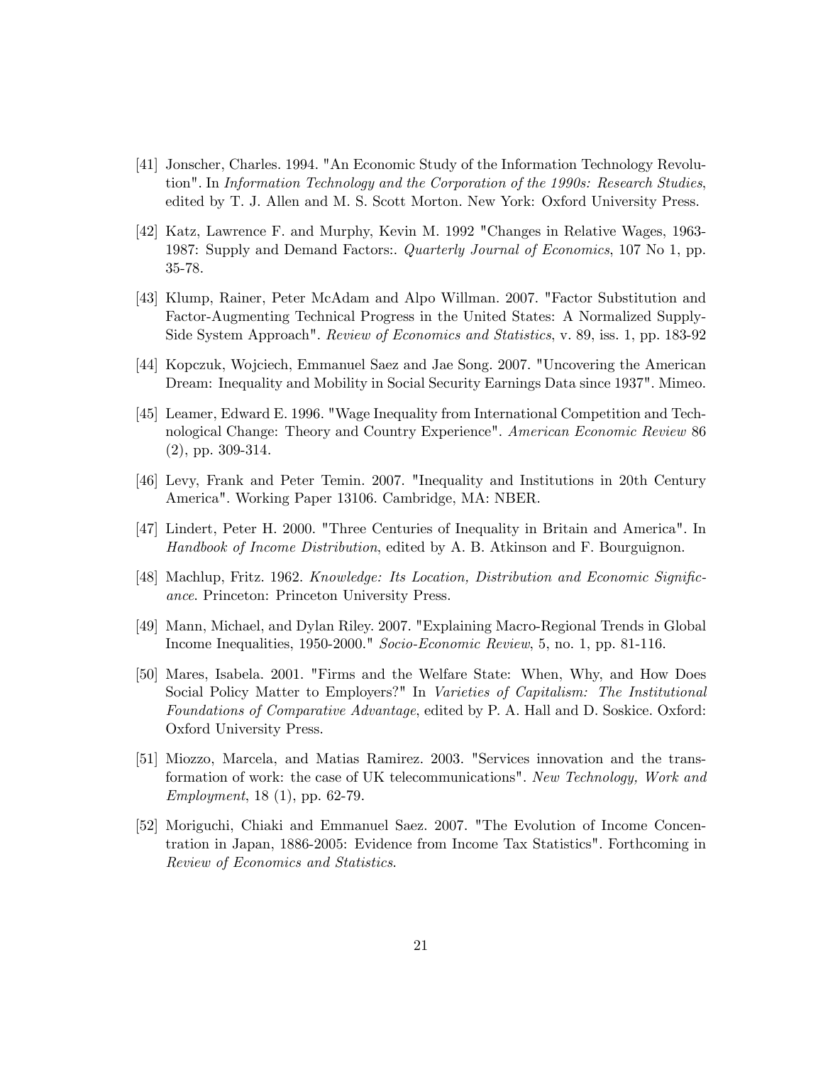[41] Jonscher, Charles. 1994. "An Economic Study of the Information Technology Revolution". In *Information Technology and the Corporation of the 1990s: Research Studies*, edited by T. J. Allen and M. S. Scott Morton. New York: Oxford University Press.

[42] Katz, Lawrence F. and Murphy, Kevin M. 1992 "Changes in Relative Wages, 1963-1987: Supply and Demand Factors:. *Quarterly Journal of Economics*, 107 No 1, pp. 35-78.

[43] Klump, Rainer, Peter McAdam and Alpo Willman. 2007. "Factor Substitution and Factor-Augmenting Technical Progress in the United States: A Normalized Supply-Side System Approach". *Review of Economics and Statistics*, v. 89, iss. 1, pp. 183-92

[44] Kopczuk, Wojciech, Emmanuel Saez and Jae Song. 2007. "Uncovering the American Dream: Inequality and Mobility in Social Security Earnings Data since 1937". Mimeo.

[45] Leamer, Edward E. 1996. "Wage Inequality from International Competition and Technological Change: Theory and Country Experience". *American Economic Review* 86 (2), pp. 309-314.

[46] Levy, Frank and Peter Temin. 2007. "Inequality and Institutions in 20th Century America". Working Paper 13106. Cambridge, MA: NBER.

[47] Lindert, Peter H. 2000. "Three Centuries of Inequality in Britain and America". In *Handbook of Income Distribution*, edited by A. B. Atkinson and F. Bourguignon.

[48] Machlup, Fritz. 1962. *Knowledge: Its Location, Distribution and Economic Significance*. Princeton: Princeton University Press.

[49] Mann, Michael, and Dylan Riley. 2007. "Explaining Macro-Regional Trends in Global Income Inequalities, 1950-2000." *Socio-Economic Review*, 5, no. 1, pp. 81-116.

[50] Mares, Isabela. 2001. "Firms and the Welfare State: When, Why, and How Does Social Policy Matter to Employers?" In *Varieties of Capitalism: The Institutional Foundations of Comparative Advantage*, edited by P. A. Hall and D. Soskice. Oxford: Oxford University Press.

[51] Miozzo, Marcela, and Matias Ramirez. 2003. "Services innovation and the transformation of work: the case of UK telecommunications". *New Technology, Work and Employment*, 18 (1), pp. 62-79.

[52] Moriguchi, Chiaki and Emmanuel Saez. 2007. "The Evolution of Income Concentration in Japan, 1886-2005: Evidence from Income Tax Statistics". Forthcoming in *Review of Economics and Statistics*.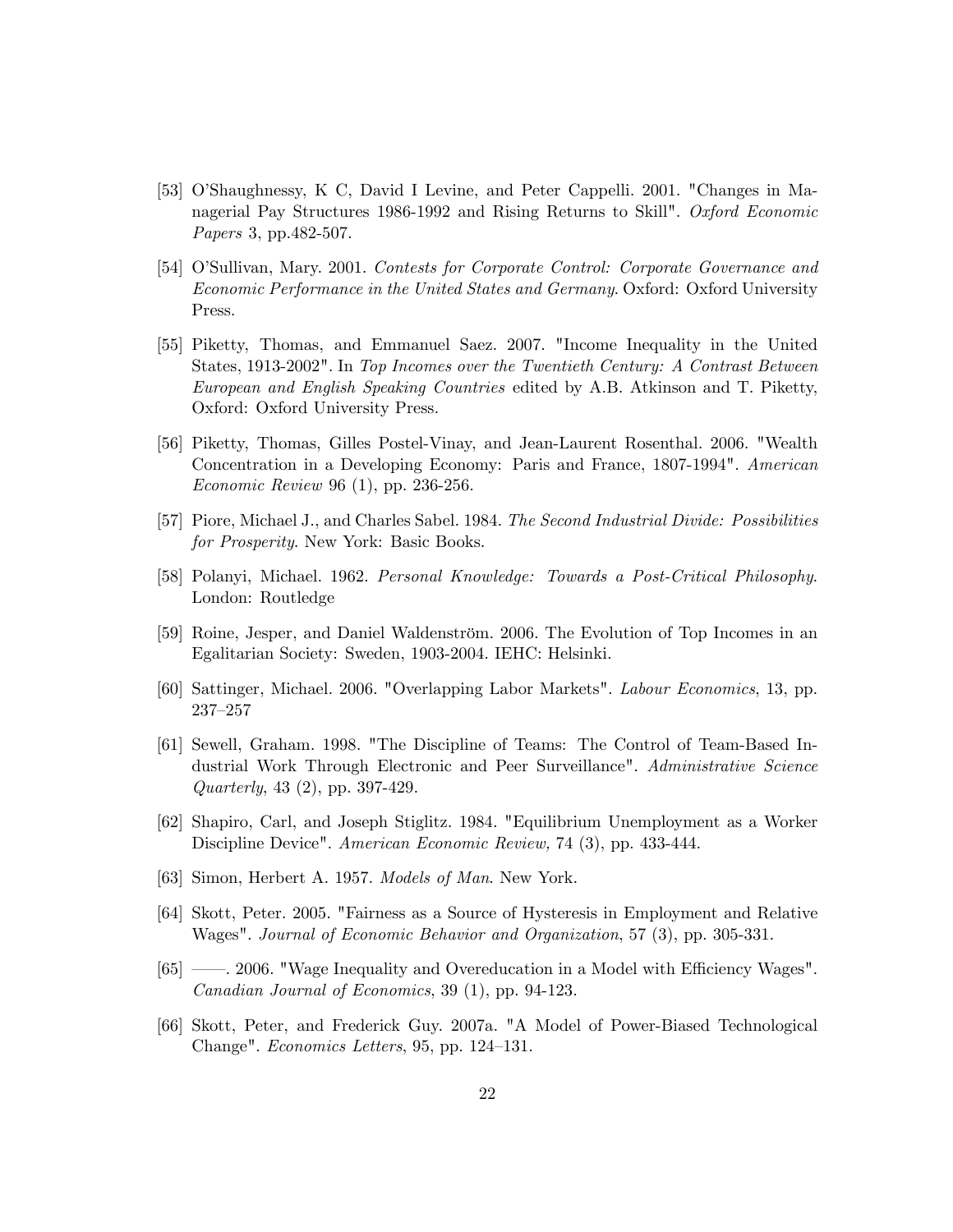[53] O'Shaughnessy, K C, David I Levine, and Peter Cappelli. 2001. "Changes in Managerial Pay Structures 1986-1992 and Rising Returns to Skill". *Oxford Economic Papers* 3, pp.482-507.

[54] O'Sullivan, Mary. 2001. *Contests for Corporate Control: Corporate Governance and Economic Performance in the United States and Germany*. Oxford: Oxford University Press.

[55] Piketty, Thomas, and Emmanuel Saez. 2007. "Income Inequality in the United States, 1913-2002". In *Top Incomes over the Twentieth Century: A Contrast Between European and English Speaking Countries* edited by A.B. Atkinson and T. Piketty, Oxford: Oxford University Press.

[56] Piketty, Thomas, Gilles Postel-Vinay, and Jean-Laurent Rosenthal. 2006. "Wealth Concentration in a Developing Economy: Paris and France, 1807-1994". *American Economic Review* 96 (1), pp. 236-256.

[57] Piore, Michael J., and Charles Sabel. 1984. *The Second Industrial Divide: Possibilities for Prosperity*. New York: Basic Books.

[58] Polanyi, Michael. 1962. *Personal Knowledge: Towards a Post-Critical Philosophy*. London: Routledge

[59] Roine, Jesper, and Daniel Waldenström. 2006. The Evolution of Top Incomes in an Egalitarian Society: Sweden, 1903-2004. IEHC: Helsinki.

[60] Sattinger, Michael. 2006. "Overlapping Labor Markets". *Labour Economics*, 13, pp. 237–257

[61] Sewell, Graham. 1998. "The Discipline of Teams: The Control of Team-Based Industrial Work Through Electronic and Peer Surveillance". *Administrative Science Quarterly*, 43 (2), pp. 397-429.

[62] Shapiro, Carl, and Joseph Stiglitz. 1984. "Equilibrium Unemployment as a Worker Discipline Device". *American Economic Review,* 74 (3), pp. 433-444.

[63] Simon, Herbert A. 1957. *Models of Man*. New York.

[64] Skott, Peter. 2005. "Fairness as a Source of Hysteresis in Employment and Relative Wages". *Journal of Economic Behavior and Organization*, 57 (3), pp. 305-331.

[65] ——. 2006. "Wage Inequality and Overeducation in a Model with Efficiency Wages". *Canadian Journal of Economics*, 39 (1), pp. 94-123.

[66] Skott, Peter, and Frederick Guy. 2007a. "A Model of Power-Biased Technological Change". *Economics Letters*, 95, pp. 124–131.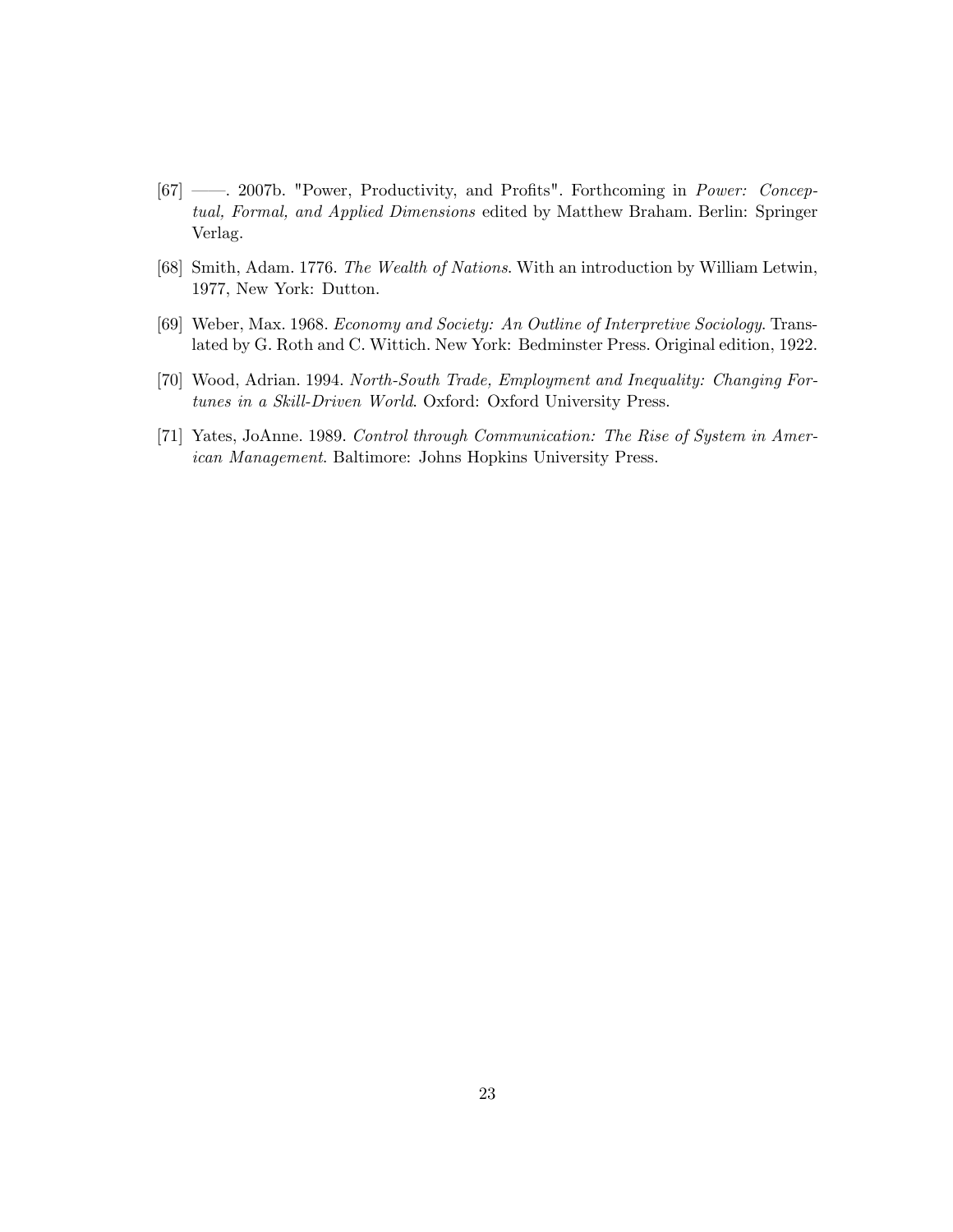[67] ——. 2007b. "Power, Productivity, and Profits". Forthcoming in *Power: Conceptual, Formal, and Applied Dimensions* edited by Matthew Braham. Berlin: Springer Verlag.

[68] Smith, Adam. 1776. *The Wealth of Nations*. With an introduction by William Letwin, 1977, New York: Dutton.

[69] Weber, Max. 1968. *Economy and Society: An Outline of Interpretive Sociology*. Translated by G. Roth and C. Wittich. New York: Bedminster Press. Original edition, 1922.

[70] Wood, Adrian. 1994. *North-South Trade, Employment and Inequality: Changing Fortunes in a Skill-Driven World*. Oxford: Oxford University Press.

[71] Yates, JoAnne. 1989. *Control through Communication: The Rise of System in American Management*. Baltimore: Johns Hopkins University Press.